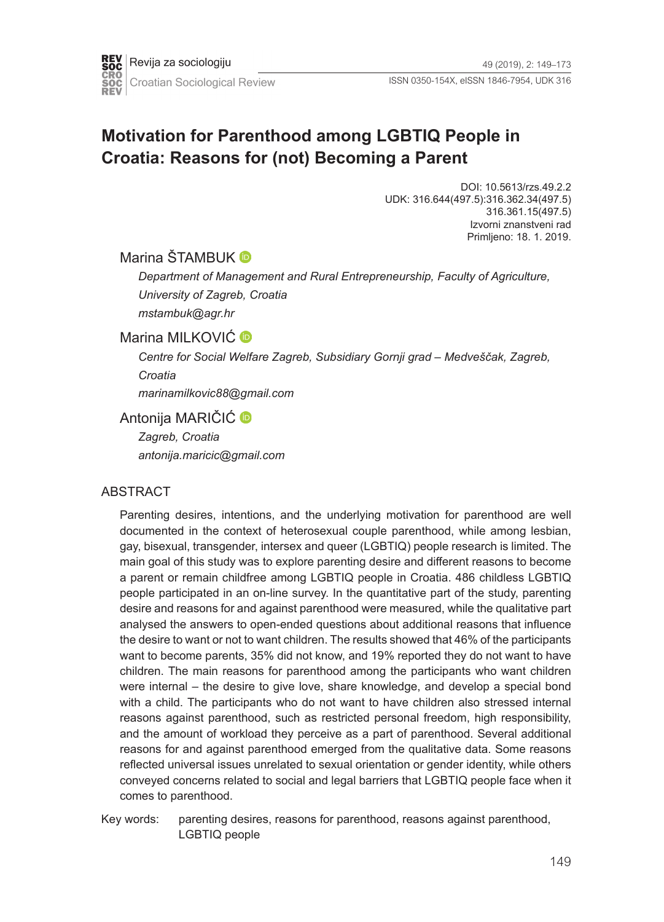# Motivation for Parenthood among LGBTIQ People in Croatia: Reasons for (not) Becoming a Parent

DOI: 10.5613/rzs.49.2.2
UDK: 316.644(497.5):316.362.34(497.5)
316.361.15(497.5)
Izvorni znanstveni rad
Primljeno: 18. 1. 2019.

Marina ŠTAMBUK

*Department of Management and Rural Entrepreneurship, Faculty of Agriculture, University of Zagreb, Croatia*
*mstambuk@agr.hr*

Marina MILKOVIĆ

*Centre for Social Welfare Zagreb, Subsidiary Gornji grad – Medveščak, Zagreb, Croatia*
*marinamilkovic88@gmail.com*

Antonija MARIČIĆ

*Zagreb, Croatia*
*antonija.maricic@gmail.com*

## ABSTRACT

Parenting desires, intentions, and the underlying motivation for parenthood are well documented in the context of heterosexual couple parenthood, while among lesbian, gay, bisexual, transgender, intersex and queer (LGBTIQ) people research is limited. The main goal of this study was to explore parenting desire and different reasons to become a parent or remain childfree among LGBTIQ people in Croatia. 486 childless LGBTIQ people participated in an on-line survey. In the quantitative part of the study, parenting desire and reasons for and against parenthood were measured, while the qualitative part analysed the answers to open-ended questions about additional reasons that influence the desire to want or not to want children. The results showed that 46% of the participants want to become parents, 35% did not know, and 19% reported they do not want to have children. The main reasons for parenthood among the participants who want children were internal – the desire to give love, share knowledge, and develop a special bond with a child. The participants who do not want to have children also stressed internal reasons against parenthood, such as restricted personal freedom, high responsibility, and the amount of workload they perceive as a part of parenthood. Several additional reasons for and against parenthood emerged from the qualitative data. Some reasons reflected universal issues unrelated to sexual orientation or gender identity, while others conveyed concerns related to social and legal barriers that LGBTIQ people face when it comes to parenthood.

Key words: parenting desires, reasons for parenthood, reasons against parenthood, LGBTIQ people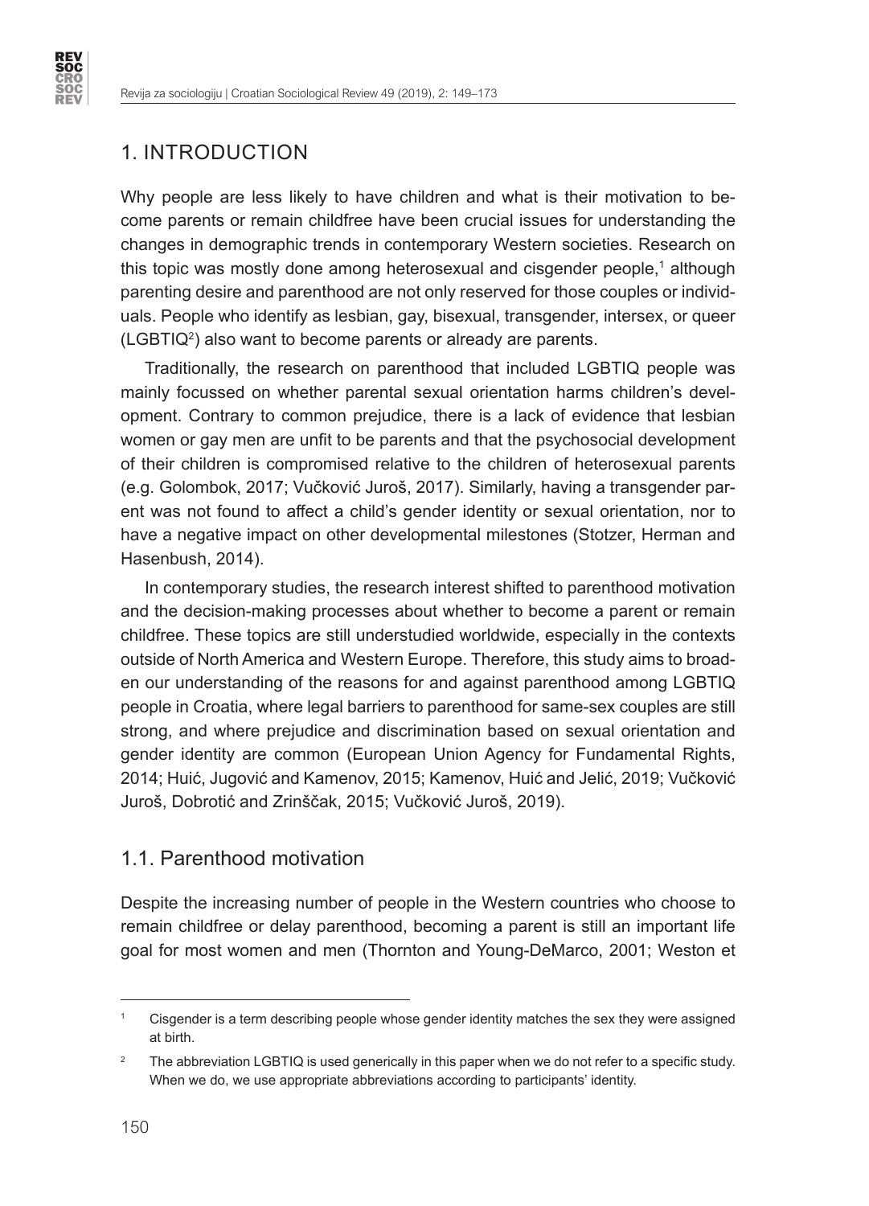## 1. INTRODUCTION

Why people are less likely to have children and what is their motivation to become parents or remain childfree have been crucial issues for understanding the changes in demographic trends in contemporary Western societies. Research on this topic was mostly done among heterosexual and cisgender people,[1] although parenting desire and parenthood are not only reserved for those couples or individuals. People who identify as lesbian, gay, bisexual, transgender, intersex, or queer (LGBTIQ[2]) also want to become parents or already are parents.

Traditionally, the research on parenthood that included LGBTIQ people was mainly focussed on whether parental sexual orientation harms children's development. Contrary to common prejudice, there is a lack of evidence that lesbian women or gay men are unfit to be parents and that the psychosocial development of their children is compromised relative to the children of heterosexual parents (e.g. Golombok, 2017; Vučković Juroš, 2017). Similarly, having a transgender parent was not found to affect a child's gender identity or sexual orientation, nor to have a negative impact on other developmental milestones (Stotzer, Herman and Hasenbush, 2014).

In contemporary studies, the research interest shifted to parenthood motivation and the decision-making processes about whether to become a parent or remain childfree. These topics are still understudied worldwide, especially in the contexts outside of North America and Western Europe. Therefore, this study aims to broaden our understanding of the reasons for and against parenthood among LGBTIQ people in Croatia, where legal barriers to parenthood for same-sex couples are still strong, and where prejudice and discrimination based on sexual orientation and gender identity are common (European Union Agency for Fundamental Rights, 2014; Huić, Jugović and Kamenov, 2015; Kamenov, Huić and Jelić, 2019; Vučković Juroš, Dobrotić and Zrinščak, 2015; Vučković Juroš, 2019).

### 1.1. Parenthood motivation

Despite the increasing number of people in the Western countries who choose to remain childfree or delay parenthood, becoming a parent is still an important life goal for most women and men (Thornton and Young-DeMarco, 2001; Weston et

---

[1] Cisgender is a term describing people whose gender identity matches the sex they were assigned at birth.

[2] The abbreviation LGBTIQ is used generically in this paper when we do not refer to a specific study. When we do, we use appropriate abbreviations according to participants' identity.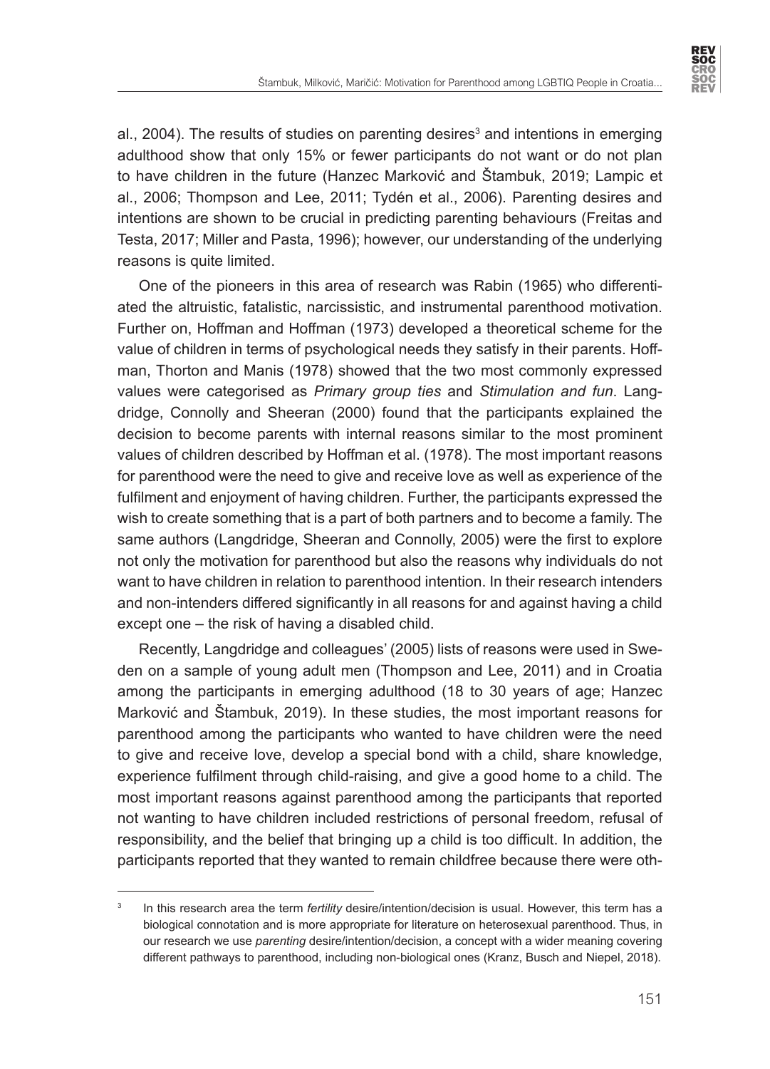al., 2004). The results of studies on parenting desires[3] and intentions in emerging adulthood show that only 15% or fewer participants do not want or do not plan to have children in the future (Hanzec Marković and Štambuk, 2019; Lampic et al., 2006; Thompson and Lee, 2011; Tydén et al., 2006). Parenting desires and intentions are shown to be crucial in predicting parenting behaviours (Freitas and Testa, 2017; Miller and Pasta, 1996); however, our understanding of the underlying reasons is quite limited.

One of the pioneers in this area of research was Rabin (1965) who differentiated the altruistic, fatalistic, narcissistic, and instrumental parenthood motivation. Further on, Hoffman and Hoffman (1973) developed a theoretical scheme for the value of children in terms of psychological needs they satisfy in their parents. Hoffman, Thorton and Manis (1978) showed that the two most commonly expressed values were categorised as *Primary group ties* and *Stimulation and fun*. Langdridge, Connolly and Sheeran (2000) found that the participants explained the decision to become parents with internal reasons similar to the most prominent values of children described by Hoffman et al. (1978). The most important reasons for parenthood were the need to give and receive love as well as experience of the fulfilment and enjoyment of having children. Further, the participants expressed the wish to create something that is a part of both partners and to become a family. The same authors (Langdridge, Sheeran and Connolly, 2005) were the first to explore not only the motivation for parenthood but also the reasons why individuals do not want to have children in relation to parenthood intention. In their research intenders and non-intenders differed significantly in all reasons for and against having a child except one – the risk of having a disabled child.

Recently, Langdridge and colleagues' (2005) lists of reasons were used in Sweden on a sample of young adult men (Thompson and Lee, 2011) and in Croatia among the participants in emerging adulthood (18 to 30 years of age; Hanzec Marković and Štambuk, 2019). In these studies, the most important reasons for parenthood among the participants who wanted to have children were the need to give and receive love, develop a special bond with a child, share knowledge, experience fulfilment through child-raising, and give a good home to a child. The most important reasons against parenthood among the participants that reported not wanting to have children included restrictions of personal freedom, refusal of responsibility, and the belief that bringing up a child is too difficult. In addition, the participants reported that they wanted to remain childfree because there were oth-

[3] In this research area the term *fertility* desire/intention/decision is usual. However, this term has a biological connotation and is more appropriate for literature on heterosexual parenthood. Thus, in our research we use *parenting* desire/intention/decision, a concept with a wider meaning covering different pathways to parenthood, including non-biological ones (Kranz, Busch and Niepel, 2018).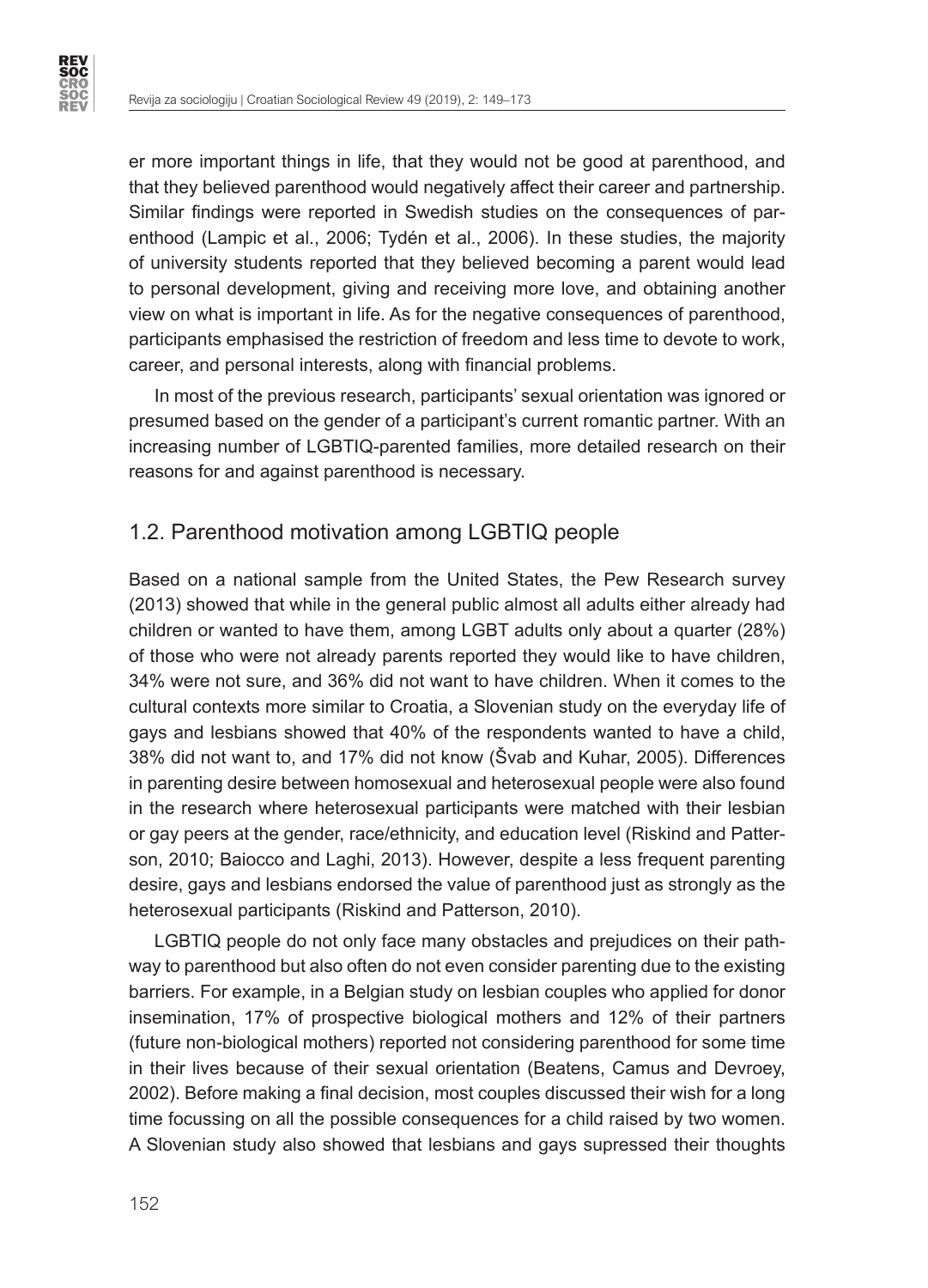er more important things in life, that they would not be good at parenthood, and that they believed parenthood would negatively affect their career and partnership. Similar findings were reported in Swedish studies on the consequences of parenthood (Lampic et al., 2006; Tydén et al., 2006). In these studies, the majority of university students reported that they believed becoming a parent would lead to personal development, giving and receiving more love, and obtaining another view on what is important in life. As for the negative consequences of parenthood, participants emphasised the restriction of freedom and less time to devote to work, career, and personal interests, along with financial problems.

In most of the previous research, participants' sexual orientation was ignored or presumed based on the gender of a participant's current romantic partner. With an increasing number of LGBTIQ-parented families, more detailed research on their reasons for and against parenthood is necessary.

## 1.2. Parenthood motivation among LGBTIQ people

Based on a national sample from the United States, the Pew Research survey (2013) showed that while in the general public almost all adults either already had children or wanted to have them, among LGBT adults only about a quarter (28%) of those who were not already parents reported they would like to have children, 34% were not sure, and 36% did not want to have children. When it comes to the cultural contexts more similar to Croatia, a Slovenian study on the everyday life of gays and lesbians showed that 40% of the respondents wanted to have a child, 38% did not want to, and 17% did not know (Švab and Kuhar, 2005). Differences in parenting desire between homosexual and heterosexual people were also found in the research where heterosexual participants were matched with their lesbian or gay peers at the gender, race/ethnicity, and education level (Riskind and Patterson, 2010; Baiocco and Laghi, 2013). However, despite a less frequent parenting desire, gays and lesbians endorsed the value of parenthood just as strongly as the heterosexual participants (Riskind and Patterson, 2010).

LGBTIQ people do not only face many obstacles and prejudices on their pathway to parenthood but also often do not even consider parenting due to the existing barriers. For example, in a Belgian study on lesbian couples who applied for donor insemination, 17% of prospective biological mothers and 12% of their partners (future non-biological mothers) reported not considering parenthood for some time in their lives because of their sexual orientation (Beatens, Camus and Devroey, 2002). Before making a final decision, most couples discussed their wish for a long time focussing on all the possible consequences for a child raised by two women. A Slovenian study also showed that lesbians and gays supressed their thoughts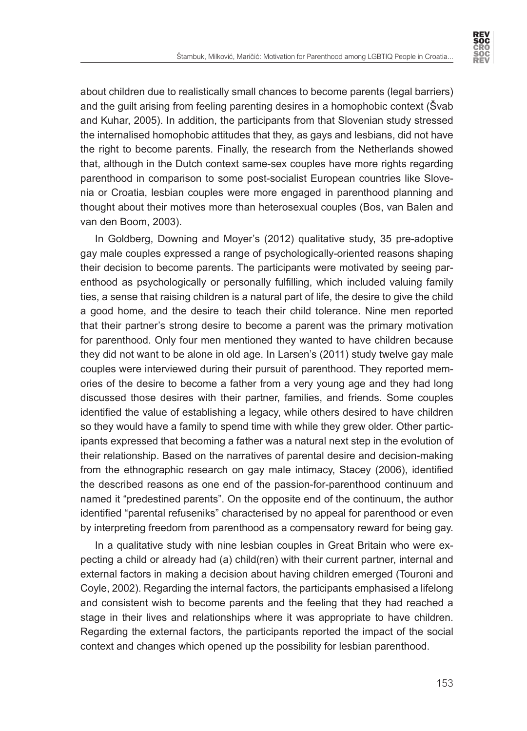about children due to realistically small chances to become parents (legal barriers) and the guilt arising from feeling parenting desires in a homophobic context (Švab and Kuhar, 2005). In addition, the participants from that Slovenian study stressed the internalised homophobic attitudes that they, as gays and lesbians, did not have the right to become parents. Finally, the research from the Netherlands showed that, although in the Dutch context same-sex couples have more rights regarding parenthood in comparison to some post-socialist European countries like Slovenia or Croatia, lesbian couples were more engaged in parenthood planning and thought about their motives more than heterosexual couples (Bos, van Balen and van den Boom, 2003).

In Goldberg, Downing and Moyer's (2012) qualitative study, 35 pre-adoptive gay male couples expressed a range of psychologically-oriented reasons shaping their decision to become parents. The participants were motivated by seeing parenthood as psychologically or personally fulfilling, which included valuing family ties, a sense that raising children is a natural part of life, the desire to give the child a good home, and the desire to teach their child tolerance. Nine men reported that their partner's strong desire to become a parent was the primary motivation for parenthood. Only four men mentioned they wanted to have children because they did not want to be alone in old age. In Larsen's (2011) study twelve gay male couples were interviewed during their pursuit of parenthood. They reported memories of the desire to become a father from a very young age and they had long discussed those desires with their partner, families, and friends. Some couples identified the value of establishing a legacy, while others desired to have children so they would have a family to spend time with while they grew older. Other participants expressed that becoming a father was a natural next step in the evolution of their relationship. Based on the narratives of parental desire and decision-making from the ethnographic research on gay male intimacy, Stacey (2006), identified the described reasons as one end of the passion-for-parenthood continuum and named it "predestined parents". On the opposite end of the continuum, the author identified "parental refuseniks" characterised by no appeal for parenthood or even by interpreting freedom from parenthood as a compensatory reward for being gay.

In a qualitative study with nine lesbian couples in Great Britain who were expecting a child or already had (a) child(ren) with their current partner, internal and external factors in making a decision about having children emerged (Touroni and Coyle, 2002). Regarding the internal factors, the participants emphasised a lifelong and consistent wish to become parents and the feeling that they had reached a stage in their lives and relationships where it was appropriate to have children. Regarding the external factors, the participants reported the impact of the social context and changes which opened up the possibility for lesbian parenthood.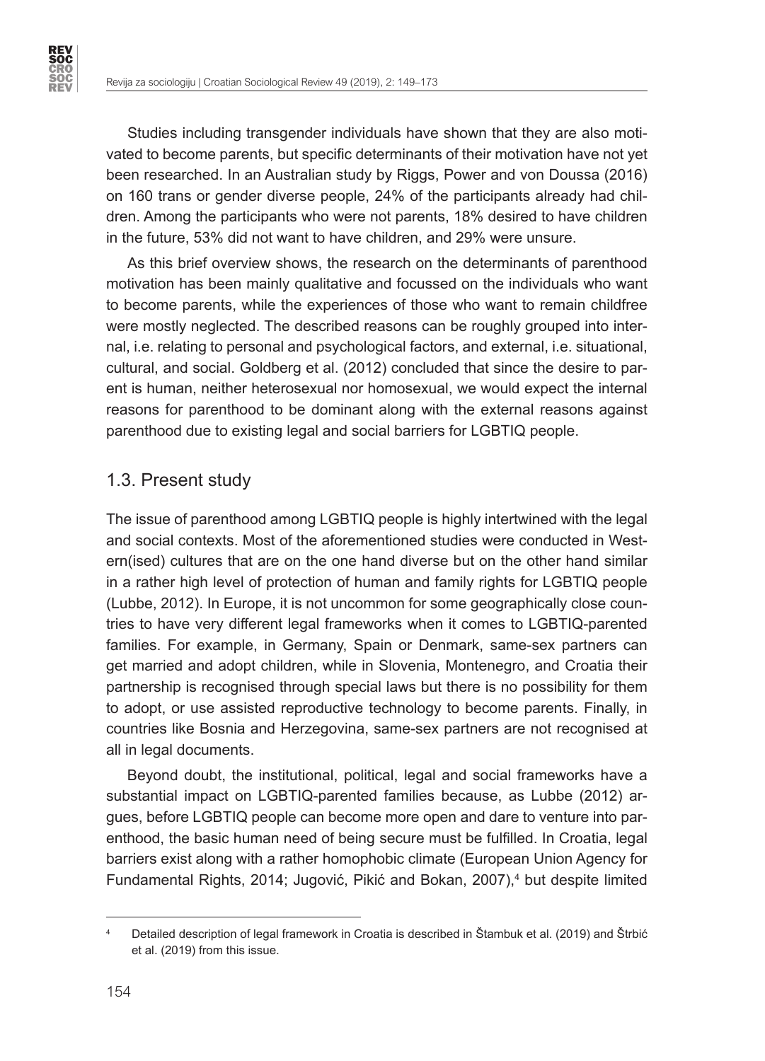Studies including transgender individuals have shown that they are also motivated to become parents, but specific determinants of their motivation have not yet been researched. In an Australian study by Riggs, Power and von Doussa (2016) on 160 trans or gender diverse people, 24% of the participants already had children. Among the participants who were not parents, 18% desired to have children in the future, 53% did not want to have children, and 29% were unsure.

As this brief overview shows, the research on the determinants of parenthood motivation has been mainly qualitative and focussed on the individuals who want to become parents, while the experiences of those who want to remain childfree were mostly neglected. The described reasons can be roughly grouped into internal, i.e. relating to personal and psychological factors, and external, i.e. situational, cultural, and social. Goldberg et al. (2012) concluded that since the desire to parent is human, neither heterosexual nor homosexual, we would expect the internal reasons for parenthood to be dominant along with the external reasons against parenthood due to existing legal and social barriers for LGBTIQ people.

## 1.3. Present study

The issue of parenthood among LGBTIQ people is highly intertwined with the legal and social contexts. Most of the aforementioned studies were conducted in Western(ised) cultures that are on the one hand diverse but on the other hand similar in a rather high level of protection of human and family rights for LGBTIQ people (Lubbe, 2012). In Europe, it is not uncommon for some geographically close countries to have very different legal frameworks when it comes to LGBTIQ-parented families. For example, in Germany, Spain or Denmark, same-sex partners can get married and adopt children, while in Slovenia, Montenegro, and Croatia their partnership is recognised through special laws but there is no possibility for them to adopt, or use assisted reproductive technology to become parents. Finally, in countries like Bosnia and Herzegovina, same-sex partners are not recognised at all in legal documents.

Beyond doubt, the institutional, political, legal and social frameworks have a substantial impact on LGBTIQ-parented families because, as Lubbe (2012) argues, before LGBTIQ people can become more open and dare to venture into parenthood, the basic human need of being secure must be fulfilled. In Croatia, legal barriers exist along with a rather homophobic climate (European Union Agency for Fundamental Rights, 2014; Jugović, Pikić and Bokan, 2007),[4] but despite limited

[4] Detailed description of legal framework in Croatia is described in Štambuk et al. (2019) and Štrbić et al. (2019) from this issue.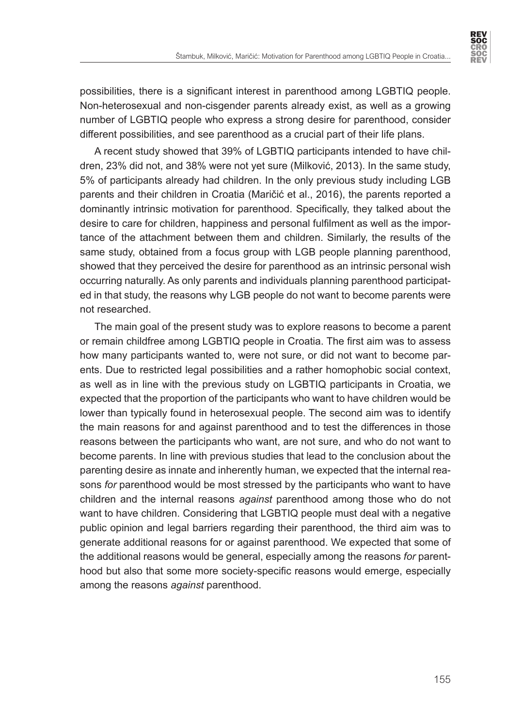possibilities, there is a significant interest in parenthood among LGBTIQ people. Non-heterosexual and non-cisgender parents already exist, as well as a growing number of LGBTIQ people who express a strong desire for parenthood, consider different possibilities, and see parenthood as a crucial part of their life plans.

A recent study showed that 39% of LGBTIQ participants intended to have children, 23% did not, and 38% were not yet sure (Milković, 2013). In the same study, 5% of participants already had children. In the only previous study including LGB parents and their children in Croatia (Maričić et al., 2016), the parents reported a dominantly intrinsic motivation for parenthood. Specifically, they talked about the desire to care for children, happiness and personal fulfilment as well as the importance of the attachment between them and children. Similarly, the results of the same study, obtained from a focus group with LGB people planning parenthood, showed that they perceived the desire for parenthood as an intrinsic personal wish occurring naturally. As only parents and individuals planning parenthood participated in that study, the reasons why LGB people do not want to become parents were not researched.

The main goal of the present study was to explore reasons to become a parent or remain childfree among LGBTIQ people in Croatia. The first aim was to assess how many participants wanted to, were not sure, or did not want to become parents. Due to restricted legal possibilities and a rather homophobic social context, as well as in line with the previous study on LGBTIQ participants in Croatia, we expected that the proportion of the participants who want to have children would be lower than typically found in heterosexual people. The second aim was to identify the main reasons for and against parenthood and to test the differences in those reasons between the participants who want, are not sure, and who do not want to become parents. In line with previous studies that lead to the conclusion about the parenting desire as innate and inherently human, we expected that the internal reasons *for* parenthood would be most stressed by the participants who want to have children and the internal reasons *against* parenthood among those who do not want to have children. Considering that LGBTIQ people must deal with a negative public opinion and legal barriers regarding their parenthood, the third aim was to generate additional reasons for or against parenthood. We expected that some of the additional reasons would be general, especially among the reasons *for* parenthood but also that some more society-specific reasons would emerge, especially among the reasons *against* parenthood.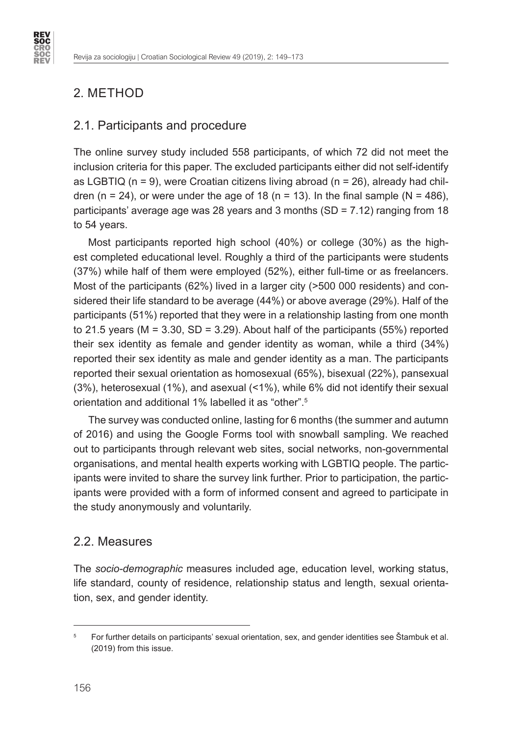## 2. METHOD

### 2.1. Participants and procedure

The online survey study included 558 participants, of which 72 did not meet the inclusion criteria for this paper. The excluded participants either did not self-identify as LGBTIQ (n = 9), were Croatian citizens living abroad (n = 26), already had children (n = 24), or were under the age of 18 (n = 13). In the final sample (N = 486), participants' average age was 28 years and 3 months (SD = 7.12) ranging from 18 to 54 years.

Most participants reported high school (40%) or college (30%) as the highest completed educational level. Roughly a third of the participants were students (37%) while half of them were employed (52%), either full-time or as freelancers. Most of the participants (62%) lived in a larger city (>500 000 residents) and considered their life standard to be average (44%) or above average (29%). Half of the participants (51%) reported that they were in a relationship lasting from one month to 21.5 years (M = 3.30, SD = 3.29). About half of the participants (55%) reported their sex identity as female and gender identity as woman, while a third (34%) reported their sex identity as male and gender identity as a man. The participants reported their sexual orientation as homosexual (65%), bisexual (22%), pansexual (3%), heterosexual (1%), and asexual (<1%), while 6% did not identify their sexual orientation and additional 1% labelled it as "other".[5]

The survey was conducted online, lasting for 6 months (the summer and autumn of 2016) and using the Google Forms tool with snowball sampling. We reached out to participants through relevant web sites, social networks, non-governmental organisations, and mental health experts working with LGBTIQ people. The participants were invited to share the survey link further. Prior to participation, the participants were provided with a form of informed consent and agreed to participate in the study anonymously and voluntarily.

### 2.2. Measures

The *socio-demographic* measures included age, education level, working status, life standard, county of residence, relationship status and length, sexual orientation, sex, and gender identity.

[5] For further details on participants' sexual orientation, sex, and gender identities see Štambuk et al. (2019) from this issue.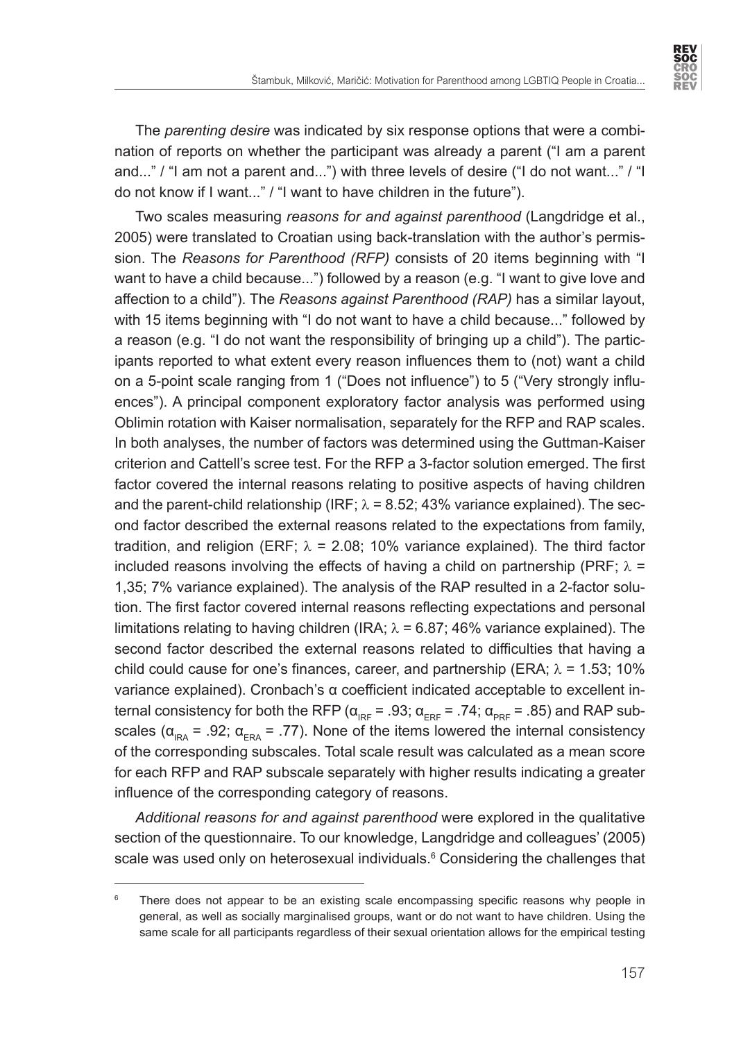The *parenting desire* was indicated by six response options that were a combination of reports on whether the participant was already a parent ("I am a parent and..." / "I am not a parent and...") with three levels of desire ("I do not want..." / "I do not know if I want..." / "I want to have children in the future").

Two scales measuring *reasons for and against parenthood* (Langdridge et al., 2005) were translated to Croatian using back-translation with the author's permission. The *Reasons for Parenthood (RFP)* consists of 20 items beginning with "I want to have a child because...") followed by a reason (e.g. "I want to give love and affection to a child"). The *Reasons against Parenthood (RAP)* has a similar layout, with 15 items beginning with "I do not want to have a child because..." followed by a reason (e.g. "I do not want the responsibility of bringing up a child"). The participants reported to what extent every reason influences them to (not) want a child on a 5-point scale ranging from 1 ("Does not influence") to 5 ("Very strongly influences"). A principal component exploratory factor analysis was performed using Oblimin rotation with Kaiser normalisation, separately for the RFP and RAP scales. In both analyses, the number of factors was determined using the Guttman-Kaiser criterion and Cattell's scree test. For the RFP a 3-factor solution emerged. The first factor covered the internal reasons relating to positive aspects of having children and the parent-child relationship (IRF; $\lambda$ = 8.52; 43% variance explained). The second factor described the external reasons related to the expectations from family, tradition, and religion (ERF; $\lambda$ = 2.08; 10% variance explained). The third factor included reasons involving the effects of having a child on partnership (PRF; $\lambda$ = 1,35; 7% variance explained). The analysis of the RAP resulted in a 2-factor solution. The first factor covered internal reasons reflecting expectations and personal limitations relating to having children (IRA; $\lambda$ = 6.87; 46% variance explained). The second factor described the external reasons related to difficulties that having a child could cause for one's finances, career, and partnership (ERA; $\lambda$ = 1.53; 10% variance explained). Cronbach's α coefficient indicated acceptable to excellent internal consistency for both the RFP ($\alpha_{IRF}$ = .93; $\alpha_{ERF}$ = .74; $\alpha_{PRF}$ = .85) and RAP subscales ($\alpha_{IRA}$ = .92; $\alpha_{ERA}$ = .77). None of the items lowered the internal consistency of the corresponding subscales. Total scale result was calculated as a mean score for each RFP and RAP subscale separately with higher results indicating a greater influence of the corresponding category of reasons.

*Additional reasons for and against parenthood* were explored in the qualitative section of the questionnaire. To our knowledge, Langdridge and colleagues' (2005) scale was used only on heterosexual individuals.[6] Considering the challenges that

---

[6] There does not appear to be an existing scale encompassing specific reasons why people in general, as well as socially marginalised groups, want or do not want to have children. Using the same scale for all participants regardless of their sexual orientation allows for the empirical testing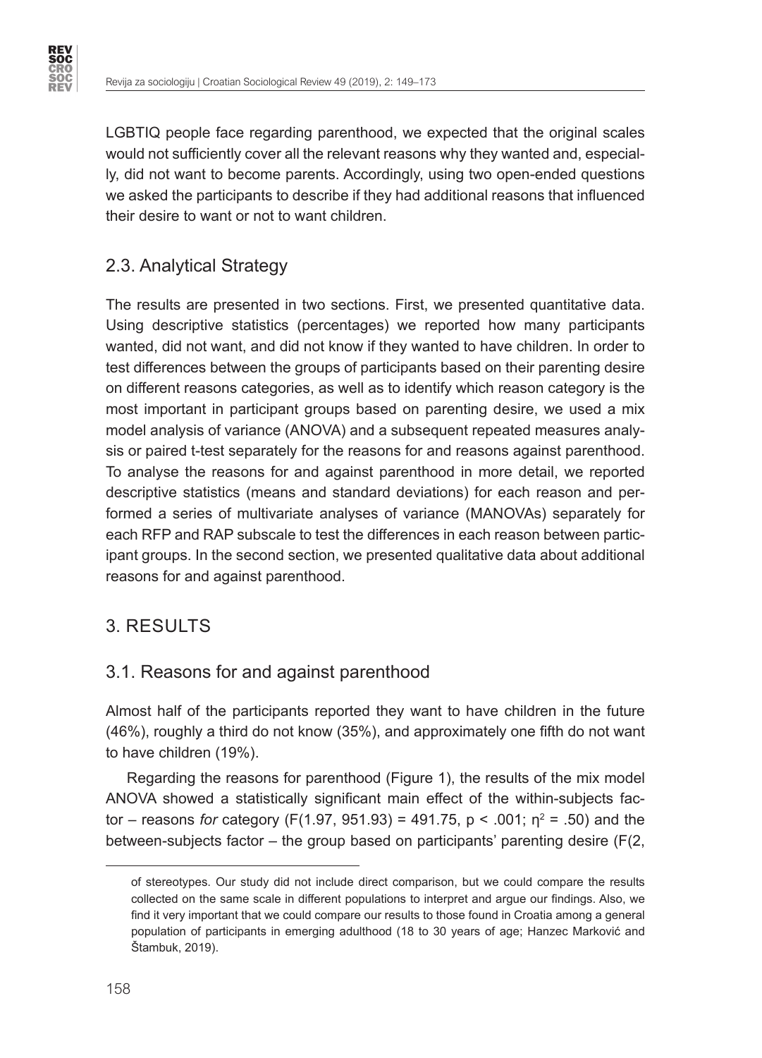LGBTIQ people face regarding parenthood, we expected that the original scales would not sufficiently cover all the relevant reasons why they wanted and, especially, did not want to become parents. Accordingly, using two open-ended questions we asked the participants to describe if they had additional reasons that influenced their desire to want or not to want children.

## 2.3. Analytical Strategy

The results are presented in two sections. First, we presented quantitative data. Using descriptive statistics (percentages) we reported how many participants wanted, did not want, and did not know if they wanted to have children. In order to test differences between the groups of participants based on their parenting desire on different reasons categories, as well as to identify which reason category is the most important in participant groups based on parenting desire, we used a mix model analysis of variance (ANOVA) and a subsequent repeated measures analysis or paired t-test separately for the reasons for and reasons against parenthood. To analyse the reasons for and against parenthood in more detail, we reported descriptive statistics (means and standard deviations) for each reason and performed a series of multivariate analyses of variance (MANOVAs) separately for each RFP and RAP subscale to test the differences in each reason between participant groups. In the second section, we presented qualitative data about additional reasons for and against parenthood.

# 3. RESULTS

## 3.1. Reasons for and against parenthood

Almost half of the participants reported they want to have children in the future (46%), roughly a third do not know (35%), and approximately one fifth do not want to have children (19%).

Regarding the reasons for parenthood (Figure 1), the results of the mix model ANOVA showed a statistically significant main effect of the within-subjects factor – reasons *for* category ($F(1.97, 951.93) = 491.75$, $p < .001$; $\eta^2 = .50$) and the between-subjects factor – the group based on participants' parenting desire (F(2,

of stereotypes. Our study did not include direct comparison, but we could compare the results collected on the same scale in different populations to interpret and argue our findings. Also, we find it very important that we could compare our results to those found in Croatia among a general population of participants in emerging adulthood (18 to 30 years of age; Hanzec Marković and Štambuk, 2019).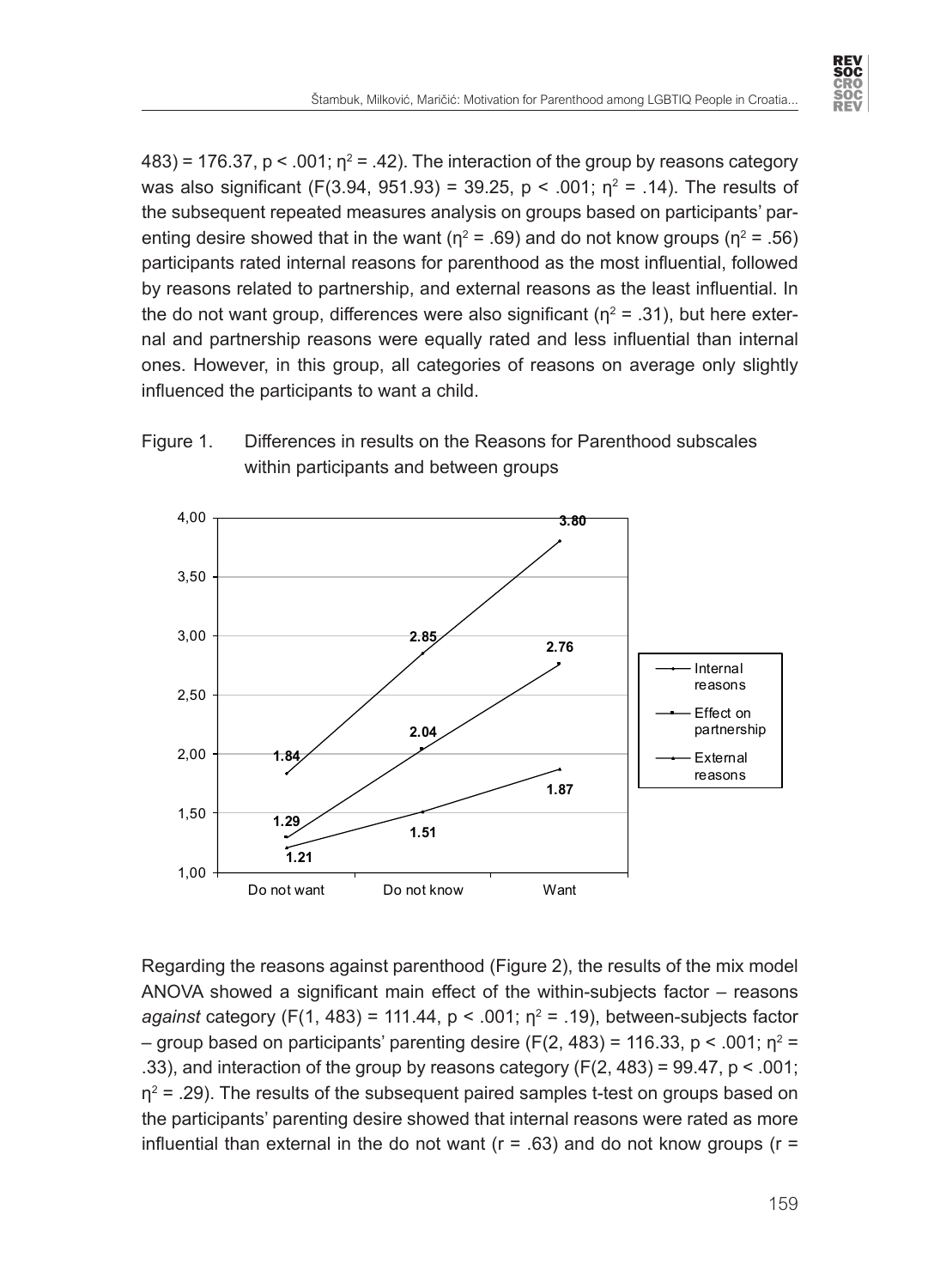483) = 176.37, $p < .001$; $\eta^2 = .42$). The interaction of the group by reasons category was also significant ($F(3.94, 951.93) = 39.25$, $p < .001$; $\eta^2 = .14$). The results of the subsequent repeated measures analysis on groups based on participants' parenting desire showed that in the want ($\eta^2 = .69$) and do not know groups ($\eta^2 = .56$) participants rated internal reasons for parenthood as the most influential, followed by reasons related to partnership, and external reasons as the least influential. In the do not want group, differences were also significant ($\eta^2 = .31$), but here external and partnership reasons were equally rated and less influential than internal ones. However, in this group, all categories of reasons on average only slightly influenced the participants to want a child.

Figure 1. Differences in results on the Reasons for Parenthood subscales within participants and between groups

| | Do not want | Do not know | Want |
|---|---|---|---|
| Internal reasons | 1.84 | 2.85 | 3.80 |
| Effect on partnership | 1.29 | 2.04 | 2.76 |
| External reasons | 1.21 | 1.51 | 1.87 |

Regarding the reasons against parenthood (Figure 2), the results of the mix model ANOVA showed a significant main effect of the within-subjects factor – reasons *against* category ($F(1, 483) = 111.44$, $p < .001$; $\eta^2 = .19$), between-subjects factor – group based on participants' parenting desire ($F(2, 483) = 116.33$, $p < .001$; $\eta^2 = .33$), and interaction of the group by reasons category ($F(2, 483) = 99.47$, $p < .001$; $\eta^2 = .29$). The results of the subsequent paired samples t-test on groups based on the participants' parenting desire showed that internal reasons were rated as more influential than external in the do not want ($r = .63$) and do not know groups ($r =$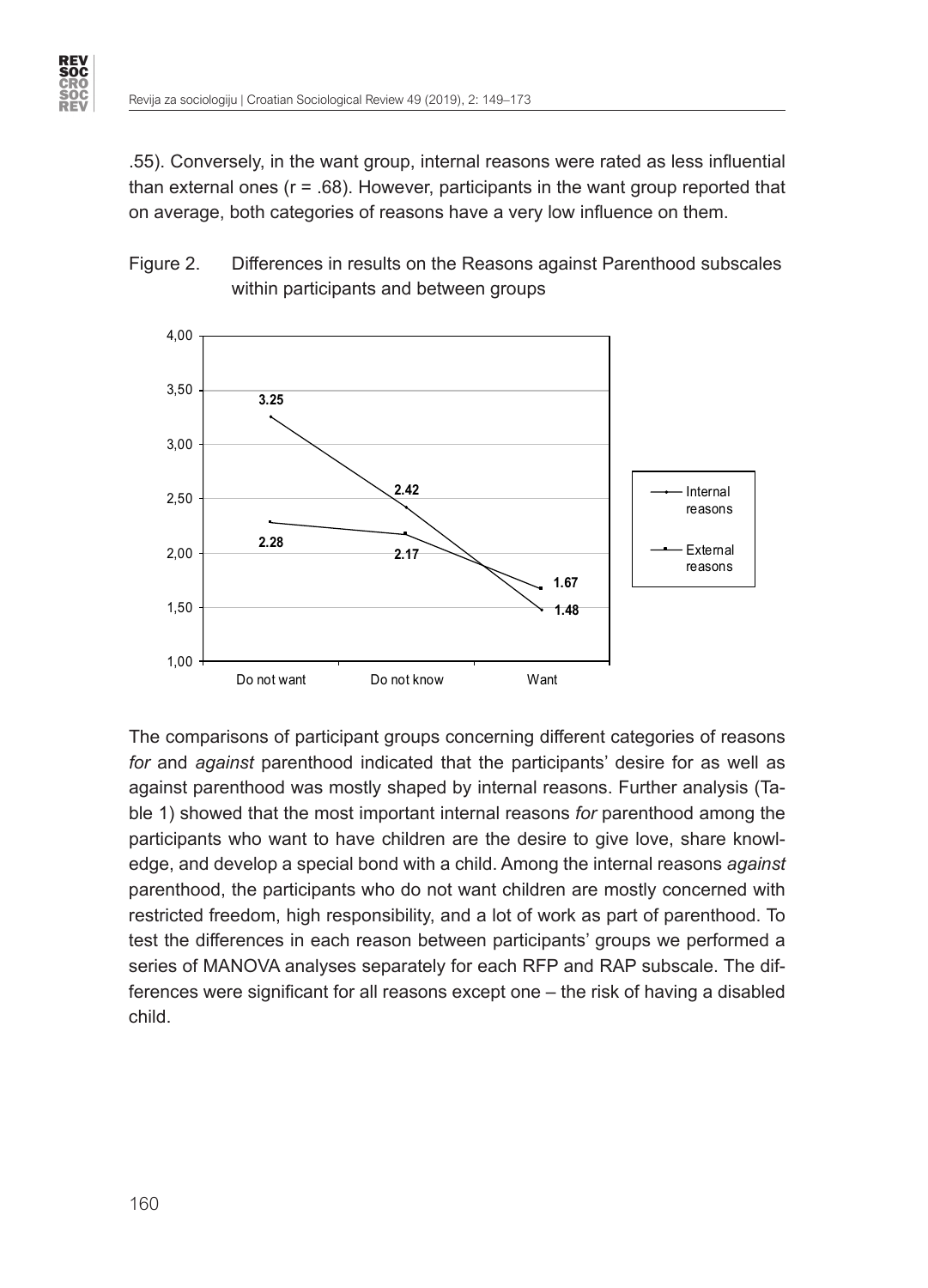.55). Conversely, in the want group, internal reasons were rated as less influential than external ones (r = .68). However, participants in the want group reported that on average, both categories of reasons have a very low influence on them.

Figure 2. Differences in results on the Reasons against Parenthood subscales within participants and between groups

| | Do not want | Do not know | Want |
|---|---|---|---|
| Internal reasons | 3.25 | 2.42 | 1.48 |
| External reasons | 2.28 | 2.17 | 1.67 |

The comparisons of participant groups concerning different categories of reasons *for* and *against* parenthood indicated that the participants' desire for as well as against parenthood was mostly shaped by internal reasons. Further analysis (Table 1) showed that the most important internal reasons *for* parenthood among the participants who want to have children are the desire to give love, share knowledge, and develop a special bond with a child. Among the internal reasons *against* parenthood, the participants who do not want children are mostly concerned with restricted freedom, high responsibility, and a lot of work as part of parenthood. To test the differences in each reason between participants' groups we performed a series of MANOVA analyses separately for each RFP and RAP subscale. The differences were significant for all reasons except one – the risk of having a disabled child.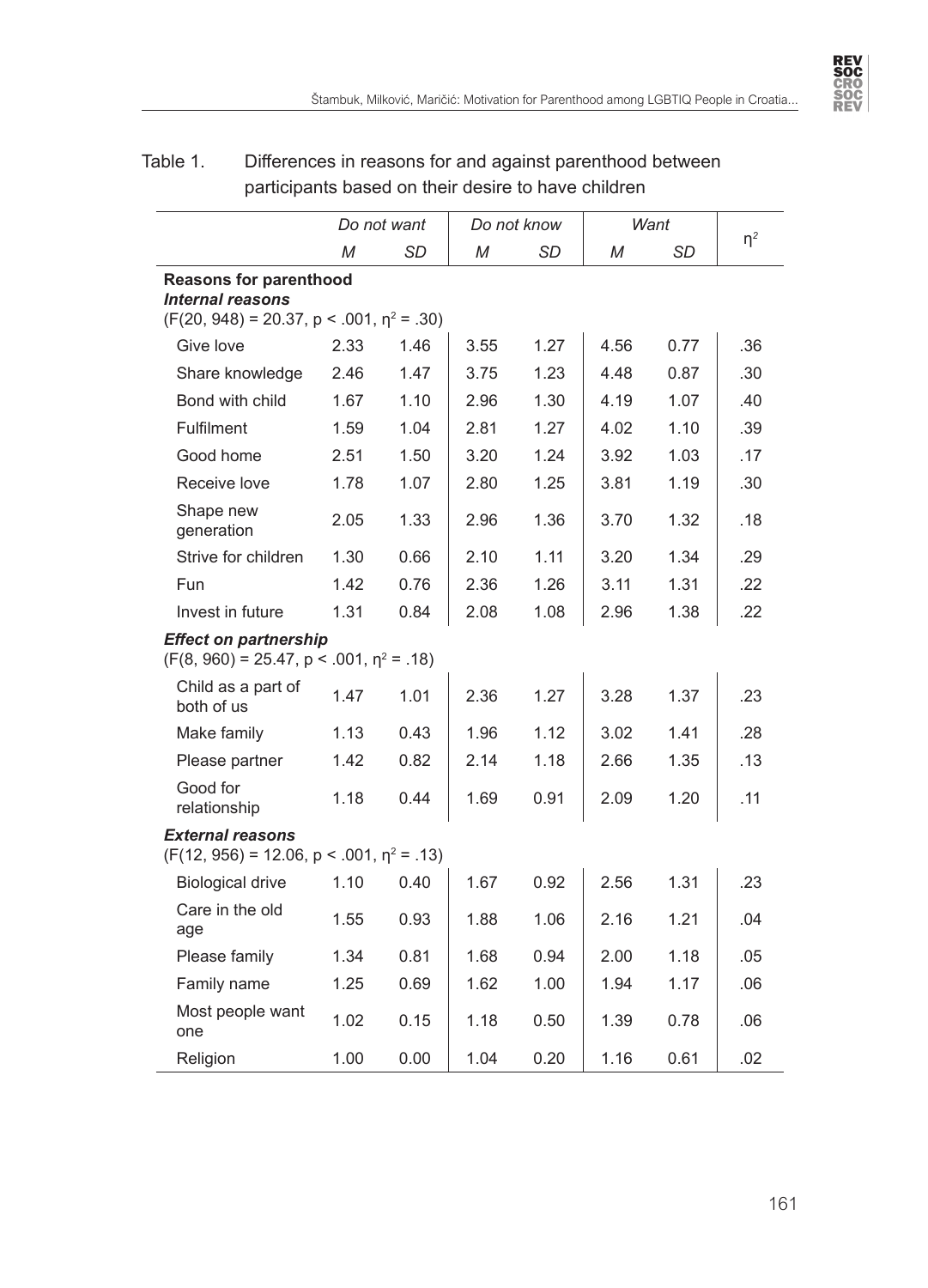Table 1. Differences in reasons for and against parenthood between participants based on their desire to have children

| | *Do not want* | | *Do not know* | | *Want* | | $\eta^2$ |
|---|---|---|---|---|---|---|---|
| | *M* | *SD* | *M* | *SD* | *M* | *SD* | |
| **Reasons for parenthood** | | | | | | | |
| ***Internal reasons*** ($F(20, 948) = 20.37$, $p < .001$, $\eta^2 = .30$) | | | | | | | |
| Give love | 2.33 | 1.46 | 3.55 | 1.27 | 4.56 | 0.77 | .36 |
| Share knowledge | 2.46 | 1.47 | 3.75 | 1.23 | 4.48 | 0.87 | .30 |
| Bond with child | 1.67 | 1.10 | 2.96 | 1.30 | 4.19 | 1.07 | .40 |
| Fulfilment | 1.59 | 1.04 | 2.81 | 1.27 | 4.02 | 1.10 | .39 |
| Good home | 2.51 | 1.50 | 3.20 | 1.24 | 3.92 | 1.03 | .17 |
| Receive love | 1.78 | 1.07 | 2.80 | 1.25 | 3.81 | 1.19 | .30 |
| Shape new generation | 2.05 | 1.33 | 2.96 | 1.36 | 3.70 | 1.32 | .18 |
| Strive for children | 1.30 | 0.66 | 2.10 | 1.11 | 3.20 | 1.34 | .29 |
| Fun | 1.42 | 0.76 | 2.36 | 1.26 | 3.11 | 1.31 | .22 |
| Invest in future | 1.31 | 0.84 | 2.08 | 1.08 | 2.96 | 1.38 | .22 |
| ***Effect on partnership*** ($F(8, 960) = 25.47$, $p < .001$, $\eta^2 = .18$) | | | | | | | |
| Child as a part of both of us | 1.47 | 1.01 | 2.36 | 1.27 | 3.28 | 1.37 | .23 |
| Make family | 1.13 | 0.43 | 1.96 | 1.12 | 3.02 | 1.41 | .28 |
| Please partner | 1.42 | 0.82 | 2.14 | 1.18 | 2.66 | 1.35 | .13 |
| Good for relationship | 1.18 | 0.44 | 1.69 | 0.91 | 2.09 | 1.20 | .11 |
| ***External reasons*** ($F(12, 956) = 12.06$, $p < .001$, $\eta^2 = .13$) | | | | | | | |
| Biological drive | 1.10 | 0.40 | 1.67 | 0.92 | 2.56 | 1.31 | .23 |
| Care in the old age | 1.55 | 0.93 | 1.88 | 1.06 | 2.16 | 1.21 | .04 |
| Please family | 1.34 | 0.81 | 1.68 | 0.94 | 2.00 | 1.18 | .05 |
| Family name | 1.25 | 0.69 | 1.62 | 1.00 | 1.94 | 1.17 | .06 |
| Most people want one | 1.02 | 0.15 | 1.18 | 0.50 | 1.39 | 0.78 | .06 |
| Religion | 1.00 | 0.00 | 1.04 | 0.20 | 1.16 | 0.61 | .02 |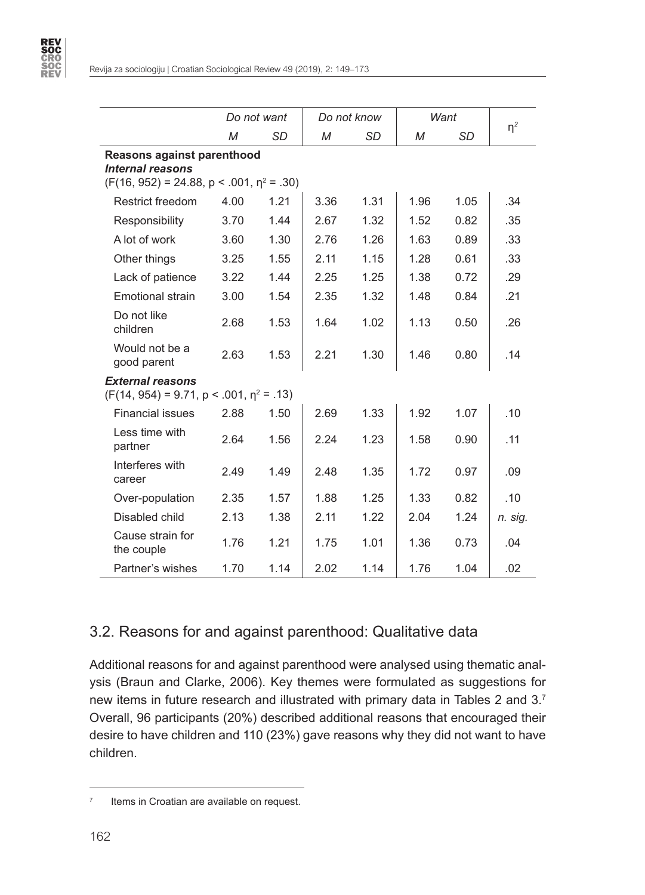| | *Do not want* | | *Do not know* | | *Want* | | $\eta^2$ |
|---|---|---|---|---|---|---|---|
| | *M* | *SD* | *M* | *SD* | *M* | *SD* | |
| **Reasons against parenthood** | | | | | | | |
| ***Internal reasons*** ($F(16, 952) = 24.88$, $p < .001$, $\eta^2 = .30$) | | | | | | | |
| Restrict freedom | 4.00 | 1.21 | 3.36 | 1.31 | 1.96 | 1.05 | .34 |
| Responsibility | 3.70 | 1.44 | 2.67 | 1.32 | 1.52 | 0.82 | .35 |
| A lot of work | 3.60 | 1.30 | 2.76 | 1.26 | 1.63 | 0.89 | .33 |
| Other things | 3.25 | 1.55 | 2.11 | 1.15 | 1.28 | 0.61 | .33 |
| Lack of patience | 3.22 | 1.44 | 2.25 | 1.25 | 1.38 | 0.72 | .29 |
| Emotional strain | 3.00 | 1.54 | 2.35 | 1.32 | 1.48 | 0.84 | .21 |
| Do not like children | 2.68 | 1.53 | 1.64 | 1.02 | 1.13 | 0.50 | .26 |
| Would not be a good parent | 2.63 | 1.53 | 2.21 | 1.30 | 1.46 | 0.80 | .14 |
| ***External reasons*** ($F(14, 954) = 9.71$, $p < .001$, $\eta^2 = .13$) | | | | | | | |
| Financial issues | 2.88 | 1.50 | 2.69 | 1.33 | 1.92 | 1.07 | .10 |
| Less time with partner | 2.64 | 1.56 | 2.24 | 1.23 | 1.58 | 0.90 | .11 |
| Interferes with career | 2.49 | 1.49 | 2.48 | 1.35 | 1.72 | 0.97 | .09 |
| Over-population | 2.35 | 1.57 | 1.88 | 1.25 | 1.33 | 0.82 | .10 |
| Disabled child | 2.13 | 1.38 | 2.11 | 1.22 | 2.04 | 1.24 | *n. sig.* |
| Cause strain for the couple | 1.76 | 1.21 | 1.75 | 1.01 | 1.36 | 0.73 | .04 |
| Partner's wishes | 1.70 | 1.14 | 2.02 | 1.14 | 1.76 | 1.04 | .02 |

## 3.2. Reasons for and against parenthood: Qualitative data

Additional reasons for and against parenthood were analysed using thematic analysis (Braun and Clarke, 2006). Key themes were formulated as suggestions for new items in future research and illustrated with primary data in Tables 2 and 3.[7] Overall, 96 participants (20%) described additional reasons that encouraged their desire to have children and 110 (23%) gave reasons why they did not want to have children.

[7] Items in Croatian are available on request.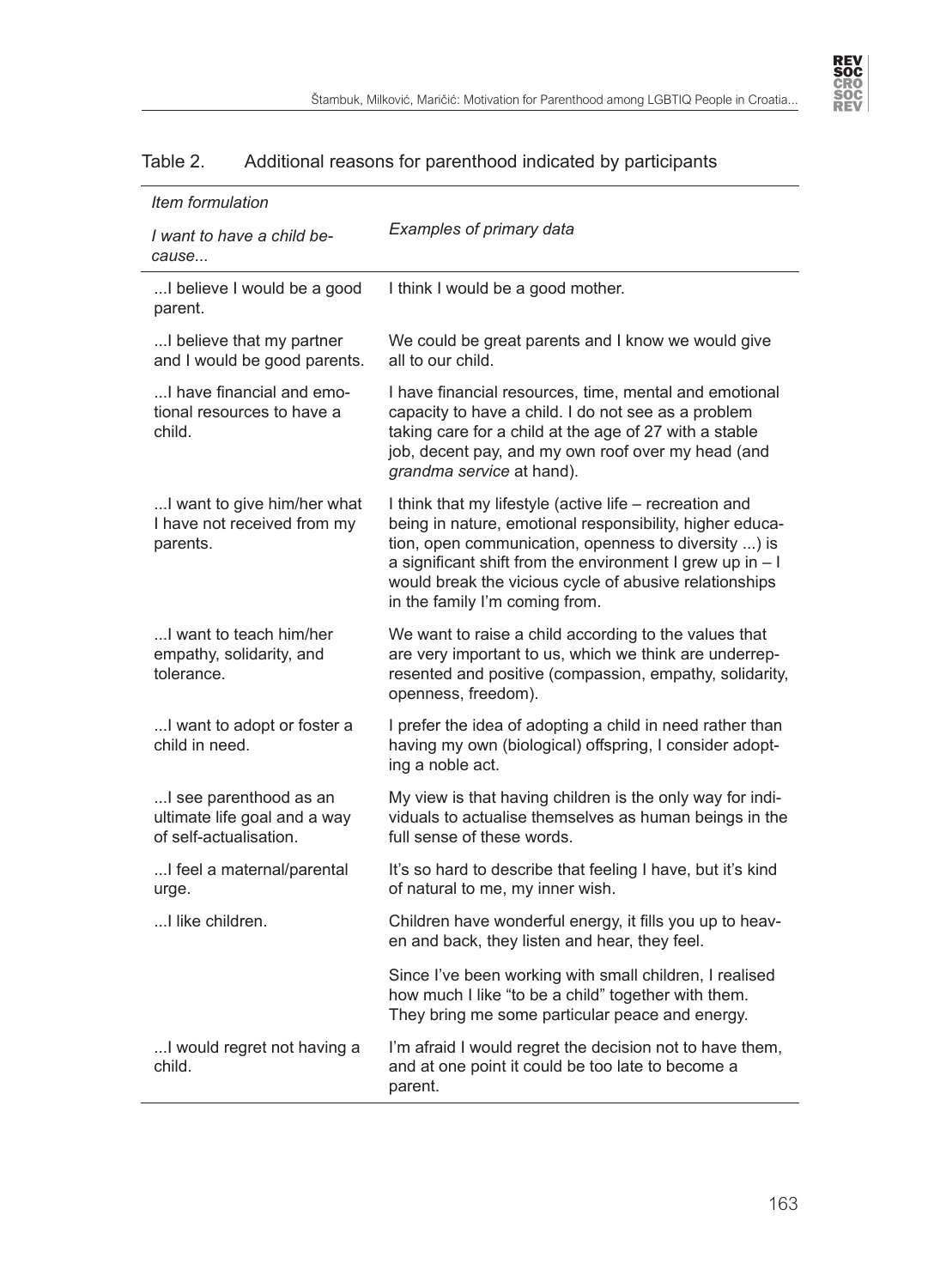Table 2. Additional reasons for parenthood indicated by participants

| *Item formulation*<br><br>*I want to have a child because...* | *Examples of primary data* |
|---|---|
| ...I believe I would be a good parent. | I think I would be a good mother. |
| ...I believe that my partner and I would be good parents. | We could be great parents and I know we would give all to our child. |
| ...I have financial and emotional resources to have a child. | I have financial resources, time, mental and emotional capacity to have a child. I do not see as a problem taking care for a child at the age of 27 with a stable job, decent pay, and my own roof over my head (and *grandma service* at hand). |
| ...I want to give him/her what I have not received from my parents. | I think that my lifestyle (active life – recreation and being in nature, emotional responsibility, higher education, open communication, openness to diversity ...) is a significant shift from the environment I grew up in – I would break the vicious cycle of abusive relationships in the family I'm coming from. |
| ...I want to teach him/her empathy, solidarity, and tolerance. | We want to raise a child according to the values that are very important to us, which we think are underrepresented and positive (compassion, empathy, solidarity, openness, freedom). |
| ...I want to adopt or foster a child in need. | I prefer the idea of adopting a child in need rather than having my own (biological) offspring, I consider adopting a noble act. |
| ...I see parenthood as an ultimate life goal and a way of self-actualisation. | My view is that having children is the only way for individuals to actualise themselves as human beings in the full sense of these words. |
| ...I feel a maternal/parental urge. | It's so hard to describe that feeling I have, but it's kind of natural to me, my inner wish. |
| ...I like children. | Children have wonderful energy, it fills you up to heaven and back, they listen and hear, they feel. |
| | Since I've been working with small children, I realised how much I like "to be a child" together with them. They bring me some particular peace and energy. |
| ...I would regret not having a child. | I'm afraid I would regret the decision not to have them, and at one point it could be too late to become a parent. |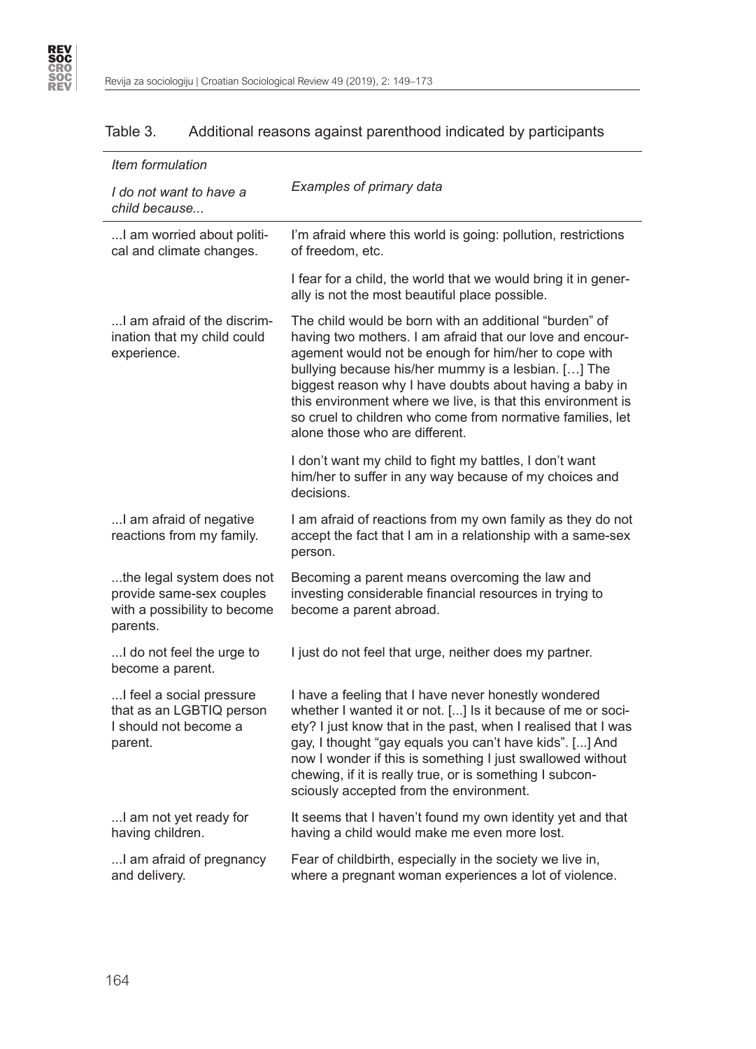Table 3. Additional reasons against parenthood indicated by participants

| *Item formulation* *I do not want to have a child because...* | *Examples of primary data* |
|---|---|
| ...I am worried about political and climate changes. | I'm afraid where this world is going: pollution, restrictions of freedom, etc. |
| | I fear for a child, the world that we would bring it in generally is not the most beautiful place possible. |
| ...I am afraid of the discrimination that my child could experience. | The child would be born with an additional "burden" of having two mothers. I am afraid that our love and encouragement would not be enough for him/her to cope with bullying because his/her mummy is a lesbian. […] The biggest reason why I have doubts about having a baby in this environment where we live, is that this environment is so cruel to children who come from normative families, let alone those who are different. |
| | I don't want my child to fight my battles, I don't want him/her to suffer in any way because of my choices and decisions. |
| ...I am afraid of negative reactions from my family. | I am afraid of reactions from my own family as they do not accept the fact that I am in a relationship with a same-sex person. |
| ...the legal system does not provide same-sex couples with a possibility to become parents. | Becoming a parent means overcoming the law and investing considerable financial resources in trying to become a parent abroad. |
| ...I do not feel the urge to become a parent. | I just do not feel that urge, neither does my partner. |
| ...I feel a social pressure that as an LGBTIQ person I should not become a parent. | I have a feeling that I have never honestly wondered whether I wanted it or not. [...] Is it because of me or society? I just know that in the past, when I realised that I was gay, I thought "gay equals you can't have kids". [...] And now I wonder if this is something I just swallowed without chewing, if it is really true, or is something I subconsciously accepted from the environment. |
| ...I am not yet ready for having children. | It seems that I haven't found my own identity yet and that having a child would make me even more lost. |
| ...I am afraid of pregnancy and delivery. | Fear of childbirth, especially in the society we live in, where a pregnant woman experiences a lot of violence. |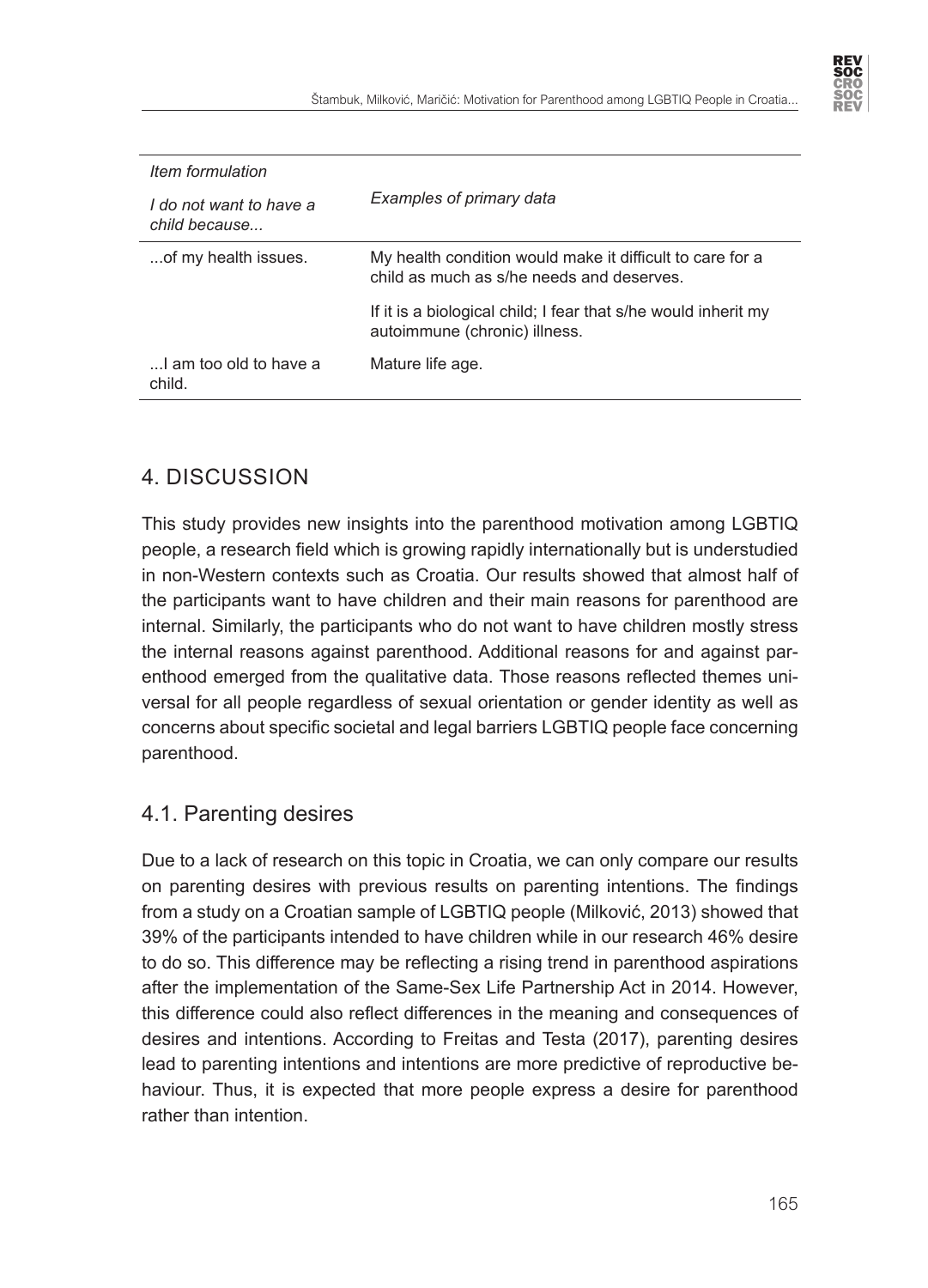| *Item formulation* <br> *I do not want to have a child because...* | *Examples of primary data* |
| --- | --- |
| ...of my health issues. | My health condition would make it difficult to care for a child as much as s/he needs and deserves. |
| | If it is a biological child; I fear that s/he would inherit my autoimmune (chronic) illness. |
| ...I am too old to have a child. | Mature life age. |

## 4. DISCUSSION

This study provides new insights into the parenthood motivation among LGBTIQ people, a research field which is growing rapidly internationally but is understudied in non-Western contexts such as Croatia. Our results showed that almost half of the participants want to have children and their main reasons for parenthood are internal. Similarly, the participants who do not want to have children mostly stress the internal reasons against parenthood. Additional reasons for and against parenthood emerged from the qualitative data. Those reasons reflected themes universal for all people regardless of sexual orientation or gender identity as well as concerns about specific societal and legal barriers LGBTIQ people face concerning parenthood.

### 4.1. Parenting desires

Due to a lack of research on this topic in Croatia, we can only compare our results on parenting desires with previous results on parenting intentions. The findings from a study on a Croatian sample of LGBTIQ people (Milković, 2013) showed that 39% of the participants intended to have children while in our research 46% desire to do so. This difference may be reflecting a rising trend in parenthood aspirations after the implementation of the Same-Sex Life Partnership Act in 2014. However, this difference could also reflect differences in the meaning and consequences of desires and intentions. According to Freitas and Testa (2017), parenting desires lead to parenting intentions and intentions are more predictive of reproductive behaviour. Thus, it is expected that more people express a desire for parenthood rather than intention.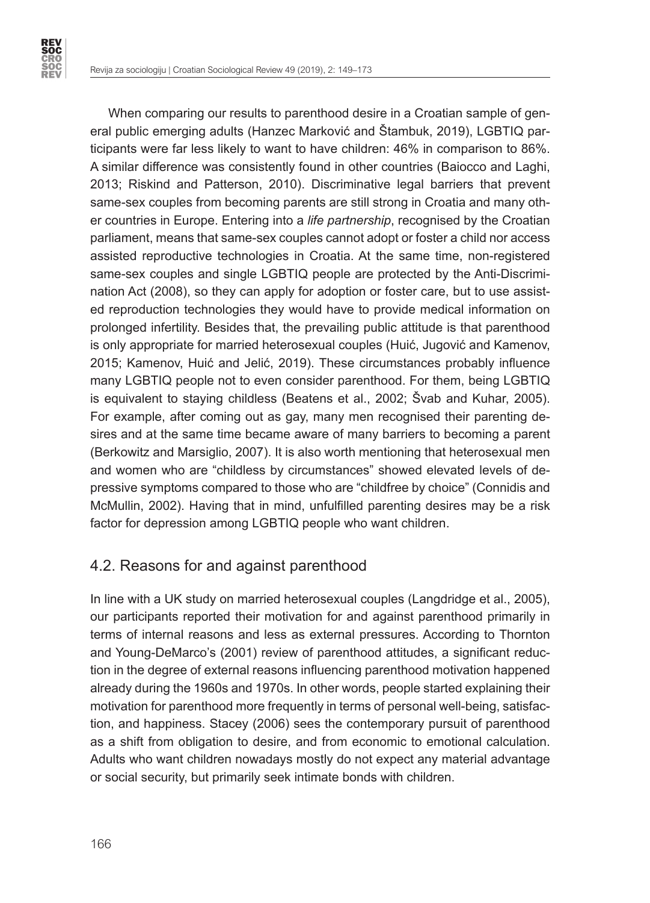When comparing our results to parenthood desire in a Croatian sample of general public emerging adults (Hanzec Marković and Štambuk, 2019), LGBTIQ participants were far less likely to want to have children: 46% in comparison to 86%. A similar difference was consistently found in other countries (Baiocco and Laghi, 2013; Riskind and Patterson, 2010). Discriminative legal barriers that prevent same-sex couples from becoming parents are still strong in Croatia and many other countries in Europe. Entering into a *life partnership*, recognised by the Croatian parliament, means that same-sex couples cannot adopt or foster a child nor access assisted reproductive technologies in Croatia. At the same time, non-registered same-sex couples and single LGBTIQ people are protected by the Anti-Discrimination Act (2008), so they can apply for adoption or foster care, but to use assisted reproduction technologies they would have to provide medical information on prolonged infertility. Besides that, the prevailing public attitude is that parenthood is only appropriate for married heterosexual couples (Huić, Jugović and Kamenov, 2015; Kamenov, Huić and Jelić, 2019). These circumstances probably influence many LGBTIQ people not to even consider parenthood. For them, being LGBTIQ is equivalent to staying childless (Beatens et al., 2002; Švab and Kuhar, 2005). For example, after coming out as gay, many men recognised their parenting desires and at the same time became aware of many barriers to becoming a parent (Berkowitz and Marsiglio, 2007). It is also worth mentioning that heterosexual men and women who are "childless by circumstances" showed elevated levels of depressive symptoms compared to those who are "childfree by choice" (Connidis and McMullin, 2002). Having that in mind, unfulfilled parenting desires may be a risk factor for depression among LGBTIQ people who want children.

## 4.2. Reasons for and against parenthood

In line with a UK study on married heterosexual couples (Langdridge et al., 2005), our participants reported their motivation for and against parenthood primarily in terms of internal reasons and less as external pressures. According to Thornton and Young-DeMarco's (2001) review of parenthood attitudes, a significant reduction in the degree of external reasons influencing parenthood motivation happened already during the 1960s and 1970s. In other words, people started explaining their motivation for parenthood more frequently in terms of personal well-being, satisfaction, and happiness. Stacey (2006) sees the contemporary pursuit of parenthood as a shift from obligation to desire, and from economic to emotional calculation. Adults who want children nowadays mostly do not expect any material advantage or social security, but primarily seek intimate bonds with children.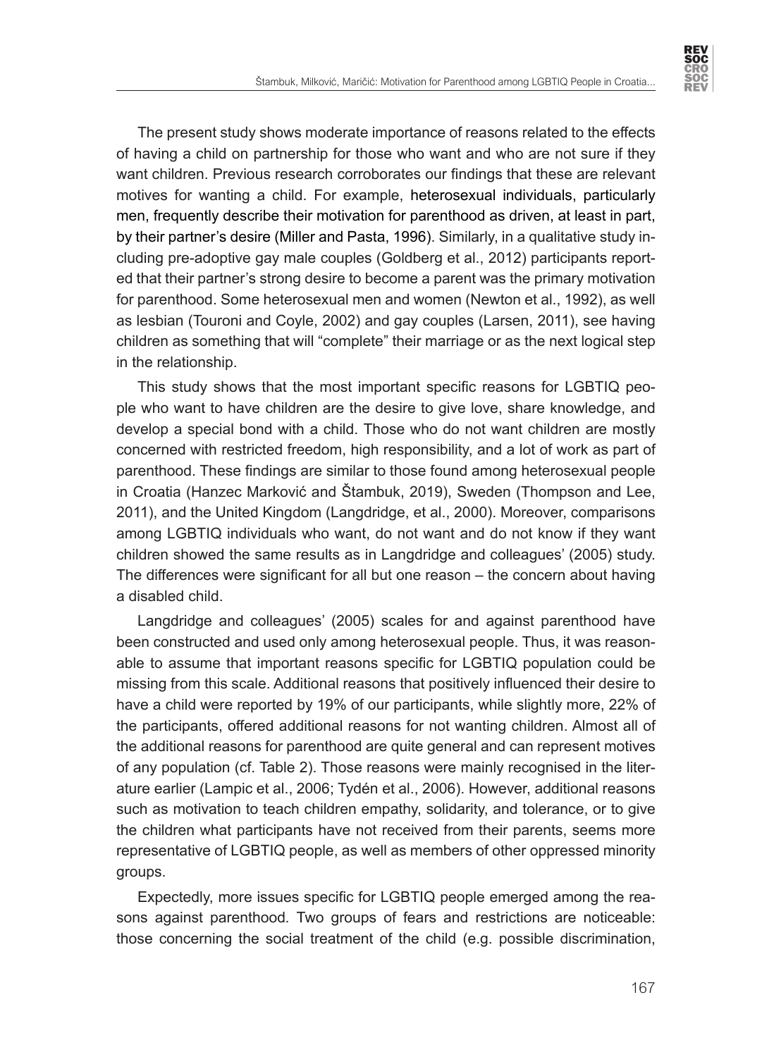The present study shows moderate importance of reasons related to the effects of having a child on partnership for those who want and who are not sure if they want children. Previous research corroborates our findings that these are relevant motives for wanting a child. For example, heterosexual individuals, particularly men, frequently describe their motivation for parenthood as driven, at least in part, by their partner's desire (Miller and Pasta, 1996). Similarly, in a qualitative study including pre-adoptive gay male couples (Goldberg et al., 2012) participants reported that their partner's strong desire to become a parent was the primary motivation for parenthood. Some heterosexual men and women (Newton et al., 1992), as well as lesbian (Touroni and Coyle, 2002) and gay couples (Larsen, 2011), see having children as something that will "complete" their marriage or as the next logical step in the relationship.

This study shows that the most important specific reasons for LGBTIQ people who want to have children are the desire to give love, share knowledge, and develop a special bond with a child. Those who do not want children are mostly concerned with restricted freedom, high responsibility, and a lot of work as part of parenthood. These findings are similar to those found among heterosexual people in Croatia (Hanzec Marković and Štambuk, 2019), Sweden (Thompson and Lee, 2011), and the United Kingdom (Langdridge, et al., 2000). Moreover, comparisons among LGBTIQ individuals who want, do not want and do not know if they want children showed the same results as in Langdridge and colleagues' (2005) study. The differences were significant for all but one reason – the concern about having a disabled child.

Langdridge and colleagues' (2005) scales for and against parenthood have been constructed and used only among heterosexual people. Thus, it was reasonable to assume that important reasons specific for LGBTIQ population could be missing from this scale. Additional reasons that positively influenced their desire to have a child were reported by 19% of our participants, while slightly more, 22% of the participants, offered additional reasons for not wanting children. Almost all of the additional reasons for parenthood are quite general and can represent motives of any population (cf. Table 2). Those reasons were mainly recognised in the literature earlier (Lampic et al., 2006; Tydén et al., 2006). However, additional reasons such as motivation to teach children empathy, solidarity, and tolerance, or to give the children what participants have not received from their parents, seems more representative of LGBTIQ people, as well as members of other oppressed minority groups.

Expectedly, more issues specific for LGBTIQ people emerged among the reasons against parenthood. Two groups of fears and restrictions are noticeable: those concerning the social treatment of the child (e.g. possible discrimination,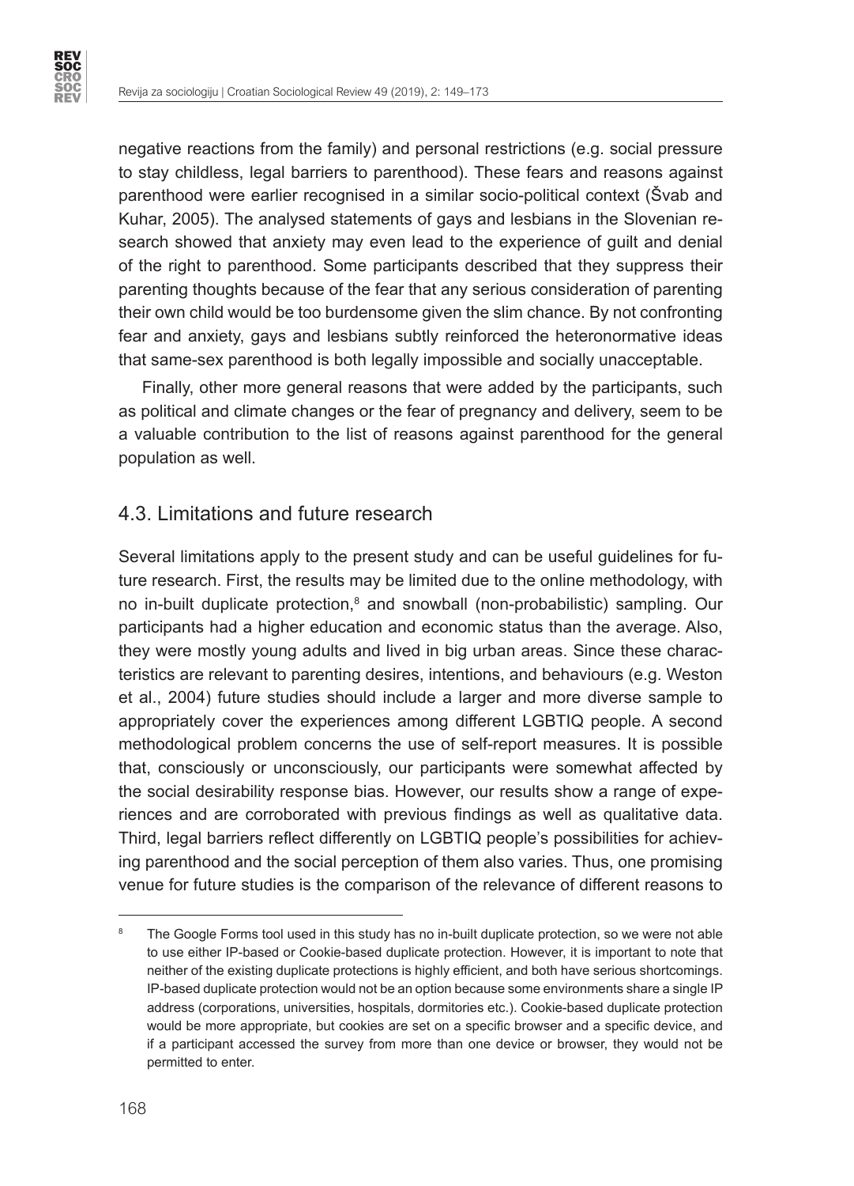negative reactions from the family) and personal restrictions (e.g. social pressure to stay childless, legal barriers to parenthood). These fears and reasons against parenthood were earlier recognised in a similar socio-political context (Švab and Kuhar, 2005). The analysed statements of gays and lesbians in the Slovenian research showed that anxiety may even lead to the experience of guilt and denial of the right to parenthood. Some participants described that they suppress their parenting thoughts because of the fear that any serious consideration of parenting their own child would be too burdensome given the slim chance. By not confronting fear and anxiety, gays and lesbians subtly reinforced the heteronormative ideas that same-sex parenthood is both legally impossible and socially unacceptable.

Finally, other more general reasons that were added by the participants, such as political and climate changes or the fear of pregnancy and delivery, seem to be a valuable contribution to the list of reasons against parenthood for the general population as well.

## 4.3. Limitations and future research

Several limitations apply to the present study and can be useful guidelines for future research. First, the results may be limited due to the online methodology, with no in-built duplicate protection,[8] and snowball (non-probabilistic) sampling. Our participants had a higher education and economic status than the average. Also, they were mostly young adults and lived in big urban areas. Since these characteristics are relevant to parenting desires, intentions, and behaviours (e.g. Weston et al., 2004) future studies should include a larger and more diverse sample to appropriately cover the experiences among different LGBTIQ people. A second methodological problem concerns the use of self-report measures. It is possible that, consciously or unconsciously, our participants were somewhat affected by the social desirability response bias. However, our results show a range of experiences and are corroborated with previous findings as well as qualitative data. Third, legal barriers reflect differently on LGBTIQ people's possibilities for achieving parenthood and the social perception of them also varies. Thus, one promising venue for future studies is the comparison of the relevance of different reasons to

[8] The Google Forms tool used in this study has no in-built duplicate protection, so we were not able to use either IP-based or Cookie-based duplicate protection. However, it is important to note that neither of the existing duplicate protections is highly efficient, and both have serious shortcomings. IP-based duplicate protection would not be an option because some environments share a single IP address (corporations, universities, hospitals, dormitories etc.). Cookie-based duplicate protection would be more appropriate, but cookies are set on a specific browser and a specific device, and if a participant accessed the survey from more than one device or browser, they would not be permitted to enter.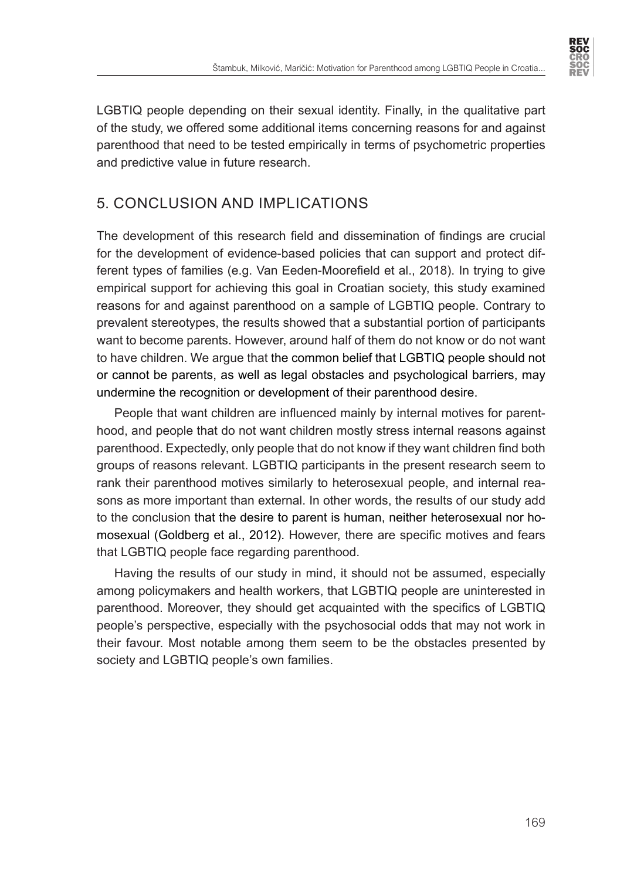LGBTIQ people depending on their sexual identity. Finally, in the qualitative part of the study, we offered some additional items concerning reasons for and against parenthood that need to be tested empirically in terms of psychometric properties and predictive value in future research.

## 5. CONCLUSION AND IMPLICATIONS

The development of this research field and dissemination of findings are crucial for the development of evidence-based policies that can support and protect different types of families (e.g. Van Eeden-Moorefield et al., 2018). In trying to give empirical support for achieving this goal in Croatian society, this study examined reasons for and against parenthood on a sample of LGBTIQ people. Contrary to prevalent stereotypes, the results showed that a substantial portion of participants want to become parents. However, around half of them do not know or do not want to have children. We argue that the common belief that LGBTIQ people should not or cannot be parents, as well as legal obstacles and psychological barriers, may undermine the recognition or development of their parenthood desire.

People that want children are influenced mainly by internal motives for parenthood, and people that do not want children mostly stress internal reasons against parenthood. Expectedly, only people that do not know if they want children find both groups of reasons relevant. LGBTIQ participants in the present research seem to rank their parenthood motives similarly to heterosexual people, and internal reasons as more important than external. In other words, the results of our study add to the conclusion that the desire to parent is human, neither heterosexual nor homosexual (Goldberg et al., 2012). However, there are specific motives and fears that LGBTIQ people face regarding parenthood.

Having the results of our study in mind, it should not be assumed, especially among policymakers and health workers, that LGBTIQ people are uninterested in parenthood. Moreover, they should get acquainted with the specifics of LGBTIQ people's perspective, especially with the psychosocial odds that may not work in their favour. Most notable among them seem to be the obstacles presented by society and LGBTIQ people's own families.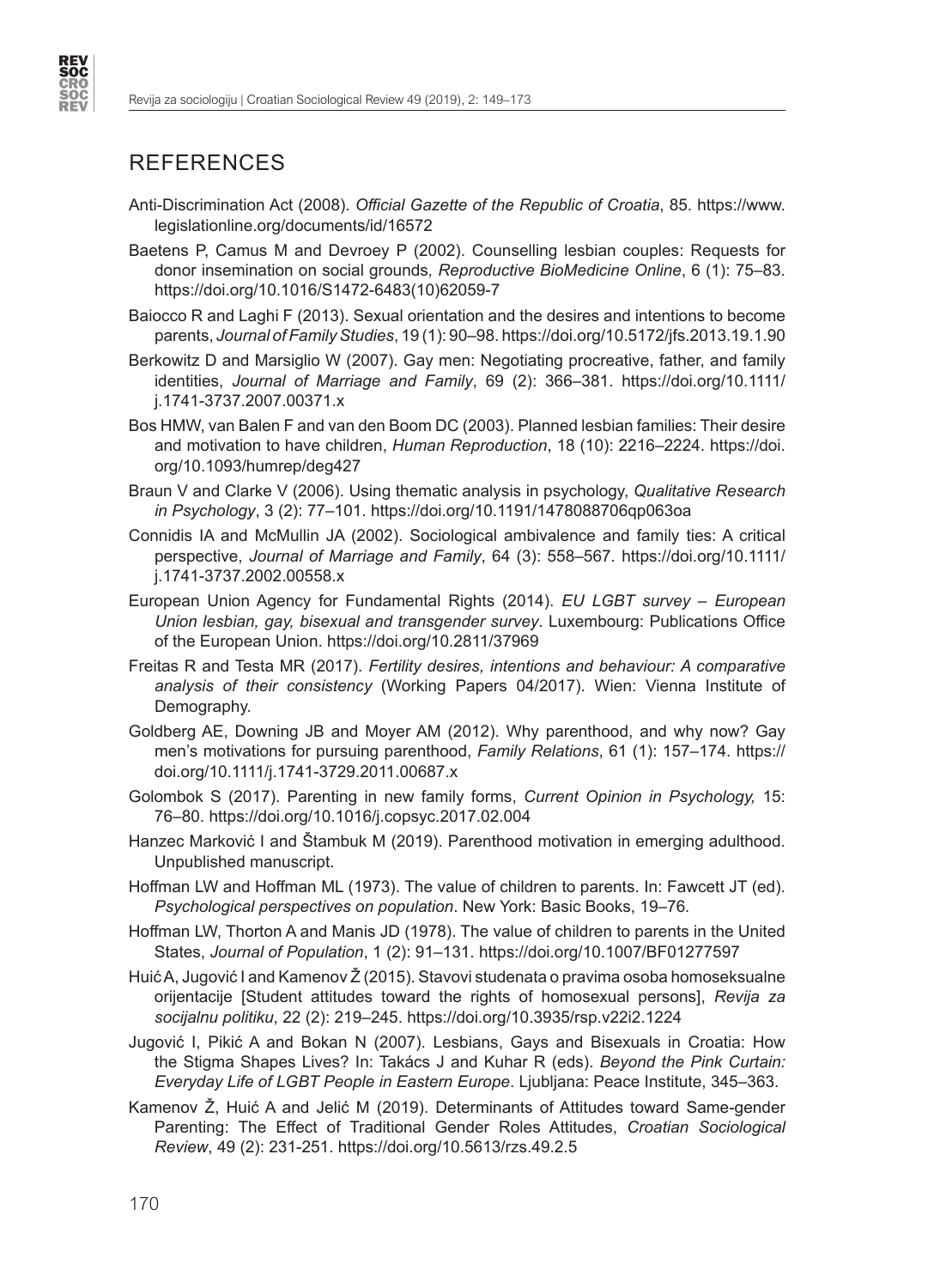## REFERENCES

Anti-Discrimination Act (2008). *Official Gazette of the Republic of Croatia*, 85. https://www.legislationline.org/documents/id/16572

Baetens P, Camus M and Devroey P (2002). Counselling lesbian couples: Requests for donor insemination on social grounds*, Reproductive BioMedicine Online*, 6 (1): 75–83. https://doi.org/10.1016/S1472-6483(10)62059-7

Baiocco R and Laghi F (2013). Sexual orientation and the desires and intentions to become parents, *Journal of Family Studies*, 19 (1): 90–98. https://doi.org/10.5172/jfs.2013.19.1.90

Berkowitz D and Marsiglio W (2007). Gay men: Negotiating procreative, father, and family identities, *Journal of Marriage and Family*, 69 (2): 366–381. https://doi.org/10.1111/j.1741-3737.2007.00371.x

Bos HMW, van Balen F and van den Boom DC (2003). Planned lesbian families: Their desire and motivation to have children, *Human Reproduction*, 18 (10): 2216–2224. https://doi.org/10.1093/humrep/deg427

Braun V and Clarke V (2006). Using thematic analysis in psychology, *Qualitative Research in Psychology*, 3 (2): 77–101. https://doi.org/10.1191/1478088706qp063oa

Connidis IA and McMullin JA (2002). Sociological ambivalence and family ties: A critical perspective, *Journal of Marriage and Family*, 64 (3): 558–567. https://doi.org/10.1111/j.1741-3737.2002.00558.x

European Union Agency for Fundamental Rights (2014). *EU LGBT survey – European Union lesbian, gay, bisexual and transgender survey*. Luxembourg: Publications Office of the European Union. https://doi.org/10.2811/37969

Freitas R and Testa MR (2017). *Fertility desires, intentions and behaviour: A comparative analysis of their consistency* (Working Papers 04/2017). Wien: Vienna Institute of Demography.

Goldberg AE, Downing JB and Moyer AM (2012). Why parenthood, and why now? Gay men's motivations for pursuing parenthood, *Family Relations*, 61 (1): 157–174. https://doi.org/10.1111/j.1741-3729.2011.00687.x

Golombok S (2017). Parenting in new family forms, *Current Opinion in Psychology,* 15: 76–80. https://doi.org/10.1016/j.copsyc.2017.02.004

Hanzec Marković I and Štambuk M (2019). Parenthood motivation in emerging adulthood. Unpublished manuscript.

Hoffman LW and Hoffman ML (1973). The value of children to parents. In: Fawcett JT (ed). *Psychological perspectives on population*. New York: Basic Books, 19–76*.*

Hoffman LW, Thorton A and Manis JD (1978). The value of children to parents in the United States, *Journal of Population*, 1 (2): 91–131. https://doi.org/10.1007/BF01277597

Huić A, Jugović I and Kamenov Ž (2015). Stavovi studenata o pravima osoba homoseksualne orijentacije [Student attitudes toward the rights of homosexual persons], *Revija za socijalnu politiku*, 22 (2): 219–245. https://doi.org/10.3935/rsp.v22i2.1224

Jugović I, Pikić A and Bokan N (2007). Lesbians, Gays and Bisexuals in Croatia: How the Stigma Shapes Lives? In: Takács J and Kuhar R (eds). *Beyond the Pink Curtain: Everyday Life of LGBT People in Eastern Europe*. Ljubljana: Peace Institute, 345–363.

Kamenov Ž, Huić A and Jelić M (2019). Determinants of Attitudes toward Same-gender Parenting: The Effect of Traditional Gender Roles Attitudes, *Croatian Sociological Review*, 49 (2): 231-251. https://doi.org/10.5613/rzs.49.2.5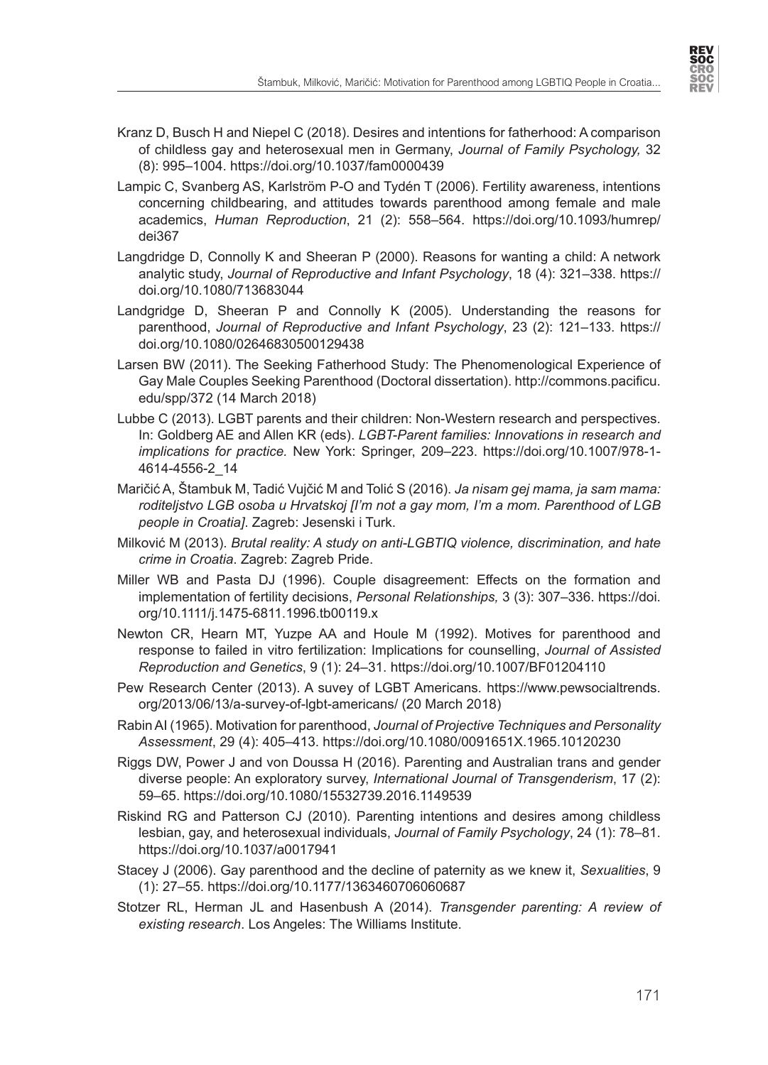Kranz D, Busch H and Niepel C (2018). Desires and intentions for fatherhood: A comparison of childless gay and heterosexual men in Germany, *Journal of Family Psychology,* 32 (8): 995–1004. https://doi.org/10.1037/fam0000439

Lampic C, Svanberg AS, Karlström P-O and Tydén T (2006). Fertility awareness, intentions concerning childbearing, and attitudes towards parenthood among female and male academics, *Human Reproduction*, 21 (2): 558–564. https://doi.org/10.1093/humrep/dei367

Langdridge D, Connolly K and Sheeran P (2000). Reasons for wanting a child: A network analytic study, *Journal of Reproductive and Infant Psychology*, 18 (4): 321–338. https://doi.org/10.1080/713683044

Landgridge D, Sheeran P and Connolly K (2005). Understanding the reasons for parenthood, *Journal of Reproductive and Infant Psychology*, 23 (2): 121–133. https://doi.org/10.1080/02646830500129438

Larsen BW (2011). The Seeking Fatherhood Study: The Phenomenological Experience of Gay Male Couples Seeking Parenthood (Doctoral dissertation). http://commons.pacificu.edu/spp/372 (14 March 2018)

Lubbe C (2013). LGBT parents and their children: Non-Western research and perspectives. In: Goldberg AE and Allen KR (eds). *LGBT-Parent families: Innovations in research and implications for practice.* New York: Springer, 209–223. https://doi.org/10.1007/978-1-4614-4556-2_14

Maričić A, Štambuk M, Tadić Vujčić M and Tolić S (2016). *Ja nisam gej mama, ja sam mama: roditeljstvo LGB osoba u Hrvatskoj [I'm not a gay mom, I'm a mom. Parenthood of LGB people in Croatia]*. Zagreb: Jesenski i Turk.

Milković M (2013). *Brutal reality: A study on anti-LGBTIQ violence, discrimination, and hate crime in Croatia*. Zagreb: Zagreb Pride.

Miller WB and Pasta DJ (1996). Couple disagreement: Effects on the formation and implementation of fertility decisions, *Personal Relationships,* 3 (3): 307–336. https://doi.org/10.1111/j.1475-6811.1996.tb00119.x

Newton CR, Hearn MT, Yuzpe AA and Houle M (1992). Motives for parenthood and response to failed in vitro fertilization: Implications for counselling, *Journal of Assisted Reproduction and Genetics*, 9 (1): 24–31. https://doi.org/10.1007/BF01204110

Pew Research Center (2013). A suvey of LGBT Americans. https://www.pewsocialtrends.org/2013/06/13/a-survey-of-lgbt-americans/ (20 March 2018)

Rabin AI (1965). Motivation for parenthood, *Journal of Projective Techniques and Personality Assessment*, 29 (4): 405–413. https://doi.org/10.1080/0091651X.1965.10120230

Riggs DW, Power J and von Doussa H (2016). Parenting and Australian trans and gender diverse people: An exploratory survey, *International Journal of Transgenderism*, 17 (2): 59–65. https://doi.org/10.1080/15532739.2016.1149539

Riskind RG and Patterson CJ (2010). Parenting intentions and desires among childless lesbian, gay, and heterosexual individuals, *Journal of Family Psychology*, 24 (1): 78–81. https://doi.org/10.1037/a0017941

Stacey J (2006). Gay parenthood and the decline of paternity as we knew it, *Sexualities*, 9 (1): 27–55. https://doi.org/10.1177/1363460706060687

Stotzer RL, Herman JL and Hasenbush A (2014). *Transgender parenting: A review of existing research*. Los Angeles: The Williams Institute.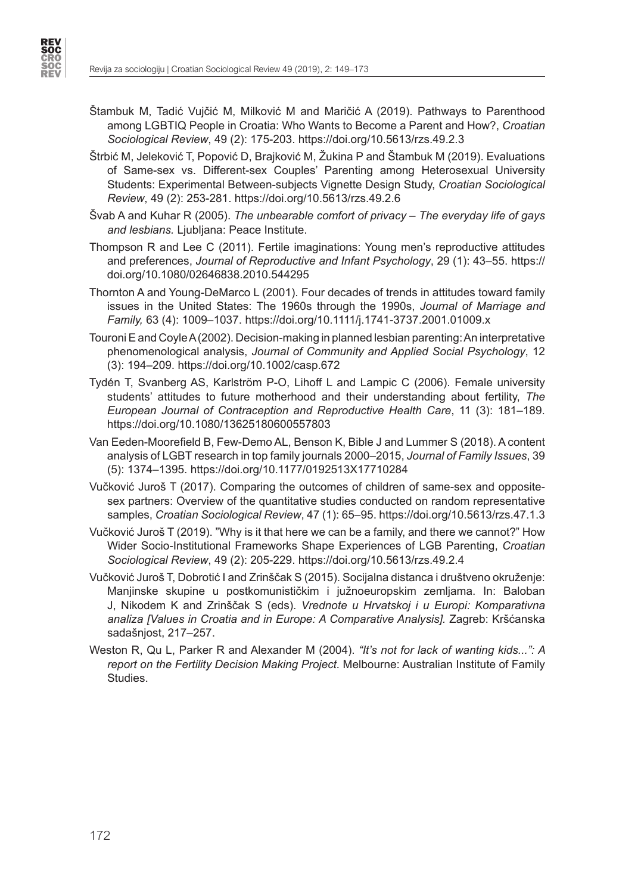Štambuk M, Tadić Vujčić M, Milković M and Maričić A (2019). Pathways to Parenthood among LGBTIQ People in Croatia: Who Wants to Become a Parent and How?, *Croatian Sociological Review*, 49 (2): 175-203. https://doi.org/10.5613/rzs.49.2.3

Štrbić M, Jeleković T, Popović D, Brajković M, Žukina P and Štambuk M (2019). Evaluations of Same-sex vs. Different-sex Couples' Parenting among Heterosexual University Students: Experimental Between-subjects Vignette Design Study, *Croatian Sociological Review*, 49 (2): 253-281. https://doi.org/10.5613/rzs.49.2.6

Švab A and Kuhar R (2005). *The unbearable comfort of privacy – The everyday life of gays and lesbians.* Ljubljana: Peace Institute.

Thompson R and Lee C (2011). Fertile imaginations: Young men's reproductive attitudes and preferences, *Journal of Reproductive and Infant Psychology*, 29 (1): 43–55. https://doi.org/10.1080/02646838.2010.544295

Thornton A and Young-DeMarco L (2001). Four decades of trends in attitudes toward family issues in the United States: The 1960s through the 1990s, *Journal of Marriage and Family,* 63 (4): 1009–1037. https://doi.org/10.1111/j.1741-3737.2001.01009.x

Touroni E and Coyle A (2002). Decision-making in planned lesbian parenting: An interpretative phenomenological analysis, *Journal of Community and Applied Social Psychology*, 12 (3): 194–209. https://doi.org/10.1002/casp.672

Tydén T, Svanberg AS, Karlström P-O, Lihoff L and Lampic C (2006). Female university students' attitudes to future motherhood and their understanding about fertility, *The European Journal of Contraception and Reproductive Health Care*, 11 (3): 181–189. https://doi.org/10.1080/13625180600557803

Van Eeden-Moorefield B, Few-Demo AL, Benson K, Bible J and Lummer S (2018). A content analysis of LGBT research in top family journals 2000–2015, *Journal of Family Issues*, 39 (5): 1374–1395. https://doi.org/10.1177/0192513X17710284

Vučković Juroš T (2017). Comparing the outcomes of children of same-sex and opposite-sex partners: Overview of the quantitative studies conducted on random representative samples, *Croatian Sociological Review*, 47 (1): 65–95. https://doi.org/10.5613/rzs.47.1.3

Vučković Juroš T (2019). "Why is it that here we can be a family, and there we cannot?" How Wider Socio-Institutional Frameworks Shape Experiences of LGB Parenting, *Croatian Sociological Review*, 49 (2): 205-229. https://doi.org/10.5613/rzs.49.2.4

Vučković Juroš T, Dobrotić I and Zrinščak S (2015). Socijalna distanca i društveno okruženje: Manjinske skupine u postkomunističkim i južnoeuropskim zemljama. In: Baloban J, Nikodem K and Zrinščak S (eds). *Vrednote u Hrvatskoj i u Europi: Komparativna analiza [Values in Croatia and in Europe: A Comparative Analysis].* Zagreb: Kršćanska sadašnjost, 217–257.

Weston R, Qu L, Parker R and Alexander M (2004). *"It's not for lack of wanting kids...": A report on the Fertility Decision Making Project.* Melbourne: Australian Institute of Family Studies.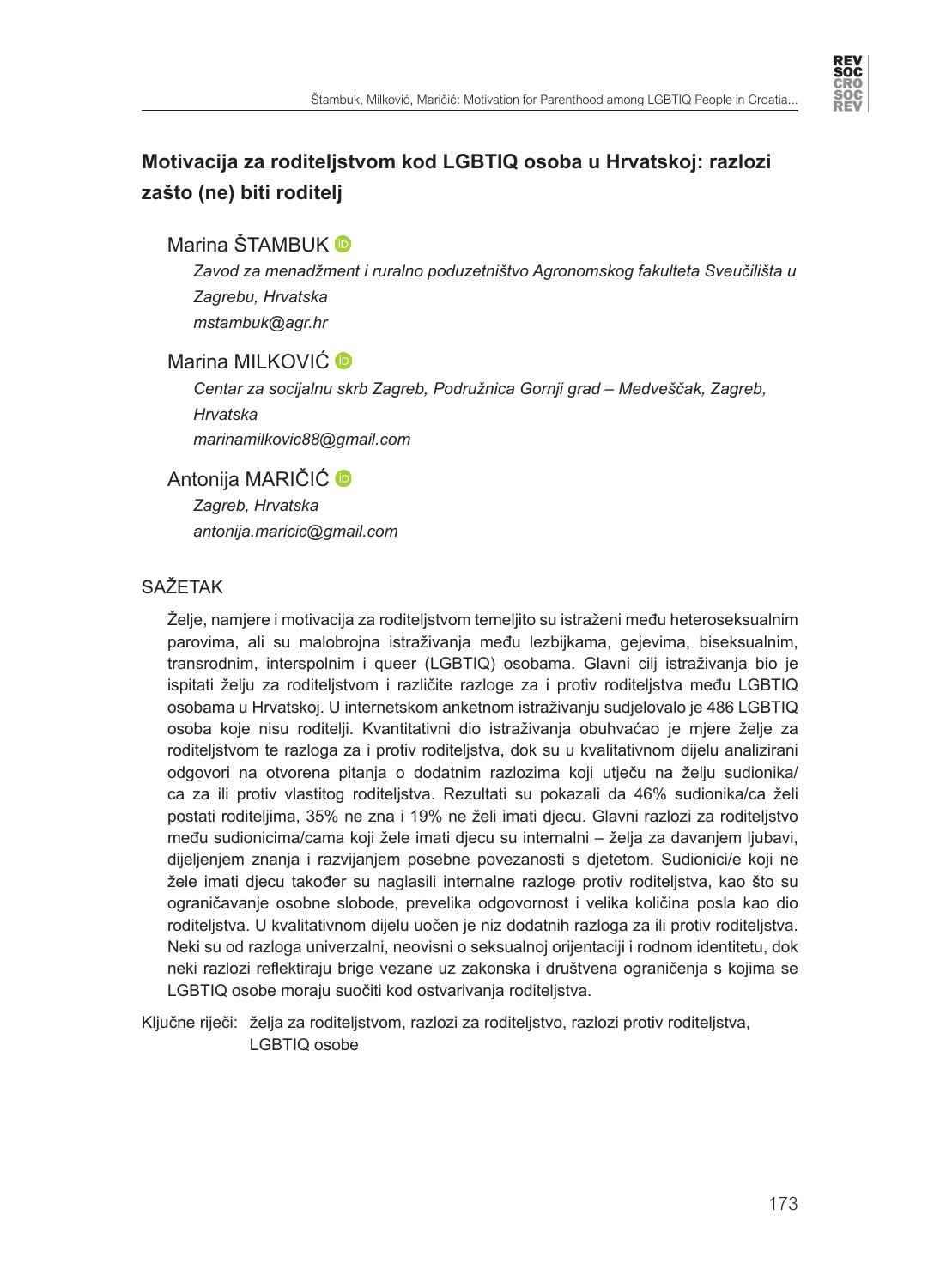## Motivacija za roditeljstvom kod LGBTIQ osoba u Hrvatskoj: razlozi zašto (ne) biti roditelj

Marina ŠTAMBUK

*Zavod za menadžment i ruralno poduzetništvo Agronomskog fakulteta Sveučilišta u Zagrebu, Hrvatska*
*mstambuk@agr.hr*

Marina MILKOVIĆ

*Centar za socijalnu skrb Zagreb, Podružnica Gornji grad – Medveščak, Zagreb, Hrvatska*
*marinamilkovic88@gmail.com*

Antonija MARIČIĆ

*Zagreb, Hrvatska*
*antonija.maricic@gmail.com*

### SAŽETAK

Želje, namjere i motivacija za roditeljstvom temeljito su istraženi među heteroseksualnim parovima, ali su malobrojna istraživanja među lezbijkama, gejevima, biseksualnim, transrodnim, interspolnim i queer (LGBTIQ) osobama. Glavni cilj istraživanja bio je ispitati želju za roditeljstvom i različite razloge za i protiv roditeljstva među LGBTIQ osobama u Hrvatskoj. U internetskom anketnom istraživanju sudjelovalo je 486 LGBTIQ osoba koje nisu roditelji. Kvantitativni dio istraživanja obuhvaćao je mjere želje za roditeljstvom te razloga za i protiv roditeljstva, dok su u kvalitativnom dijelu analizirani odgovori na otvorena pitanja o dodatnim razlozima koji utječu na želju sudionika/ca za ili protiv vlastitog roditeljstva. Rezultati su pokazali da 46% sudionika/ca želi postati roditeljima, 35% ne zna i 19% ne želi imati djecu. Glavni razlozi za roditeljstvo među sudionicima/cama koji žele imati djecu su internalni – želja za davanjem ljubavi, dijeljenjem znanja i razvijanjem posebne povezanosti s djetetom. Sudionici/e koji ne žele imati djecu također su naglasili internalne razloge protiv roditeljstva, kao što su ograničavanje osobne slobode, prevelika odgovornost i velika količina posla kao dio roditeljstva. U kvalitativnom dijelu uočen je niz dodatnih razloga za ili protiv roditeljstva. Neki su od razloga univerzalni, neovisni o seksualnoj orijentaciji i rodnom identitetu, dok neki razlozi reflektiraju brige vezane uz zakonska i društvena ograničenja s kojima se LGBTIQ osobe moraju suočiti kod ostvarivanja roditeljstva.

Ključne riječi: želja za roditeljstvom, razlozi za roditeljstvo, razlozi protiv roditeljstva, LGBTIQ osobe